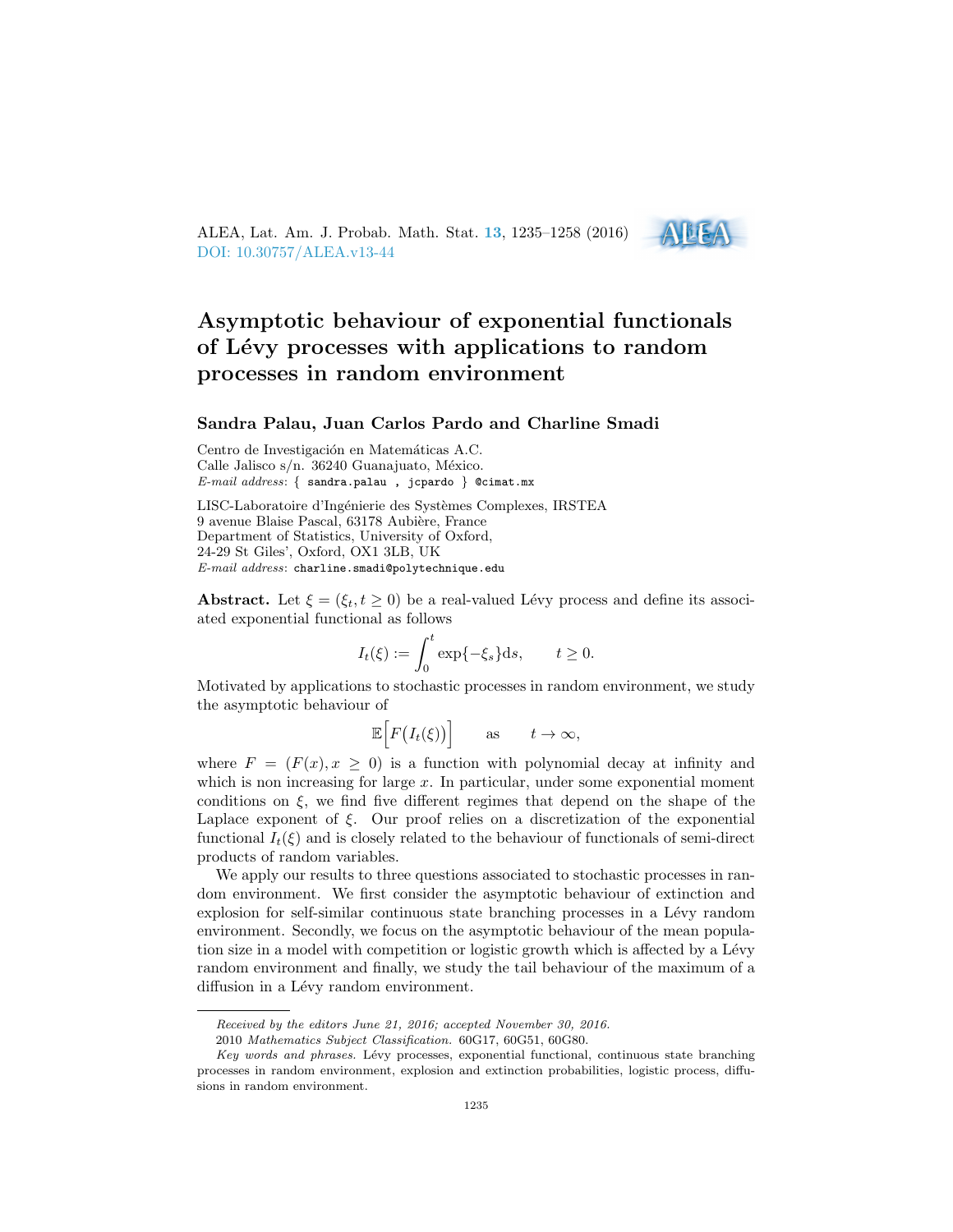# Asymptotic behaviour of exponential functionals of Lévy processes with applications to random processes in random environment

**Sandra Palau, Juan Carlos Pardo and Charline Smadi**

Centro de Investigación en Matemáticas A.C.
Calle Jalisco s/n. 36240 Guanajuato, México.
*E-mail address*: { sandra.palau , jcpardo } @cimat.mx

LISC-Laboratoire d'Ingénierie des Systèmes Complexes, IRSTEA
9 avenue Blaise Pascal, 63178 Aubière, France
Department of Statistics, University of Oxford,
24-29 St Giles', Oxford, OX1 3LB, UK
*E-mail address*: charline.smadi@polytechnique.edu

**Abstract.** Let $\xi = (\xi_t, t \geq 0)$ be a real-valued Lévy process and define its associated exponential functional as follows

$$I_t(\xi) := \int_0^t \exp\{-\xi_s\} \mathrm{d}s, \qquad t \geq 0.$$

Motivated by applications to stochastic processes in random environment, we study the asymptotic behaviour of

$$\mathbb{E}\Big[F\big(I_t(\xi)\big)\Big] \qquad \text{as} \qquad t \to \infty,$$

where $F = (F(x), x \geq 0)$ is a function with polynomial decay at infinity and which is non increasing for large $x$. In particular, under some exponential moment conditions on $\xi$, we find five different regimes that depend on the shape of the Laplace exponent of $\xi$. Our proof relies on a discretization of the exponential functional $I_t(\xi)$ and is closely related to the behaviour of functionals of semi-direct products of random variables.

We apply our results to three questions associated to stochastic processes in random environment. We first consider the asymptotic behaviour of extinction and explosion for self-similar continuous state branching processes in a Lévy random environment. Secondly, we focus on the asymptotic behaviour of the mean population size in a model with competition or logistic growth which is affected by a Lévy random environment and finally, we study the tail behaviour of the maximum of a diffusion in a Lévy random environment.

---

*Received by the editors June 21, 2016; accepted November 30, 2016.*

2010 *Mathematics Subject Classification.* 60G17, 60G51, 60G80.

*Key words and phrases.* Lévy processes, exponential functional, continuous state branching processes in random environment, explosion and extinction probabilities, logistic process, diffusions in random environment.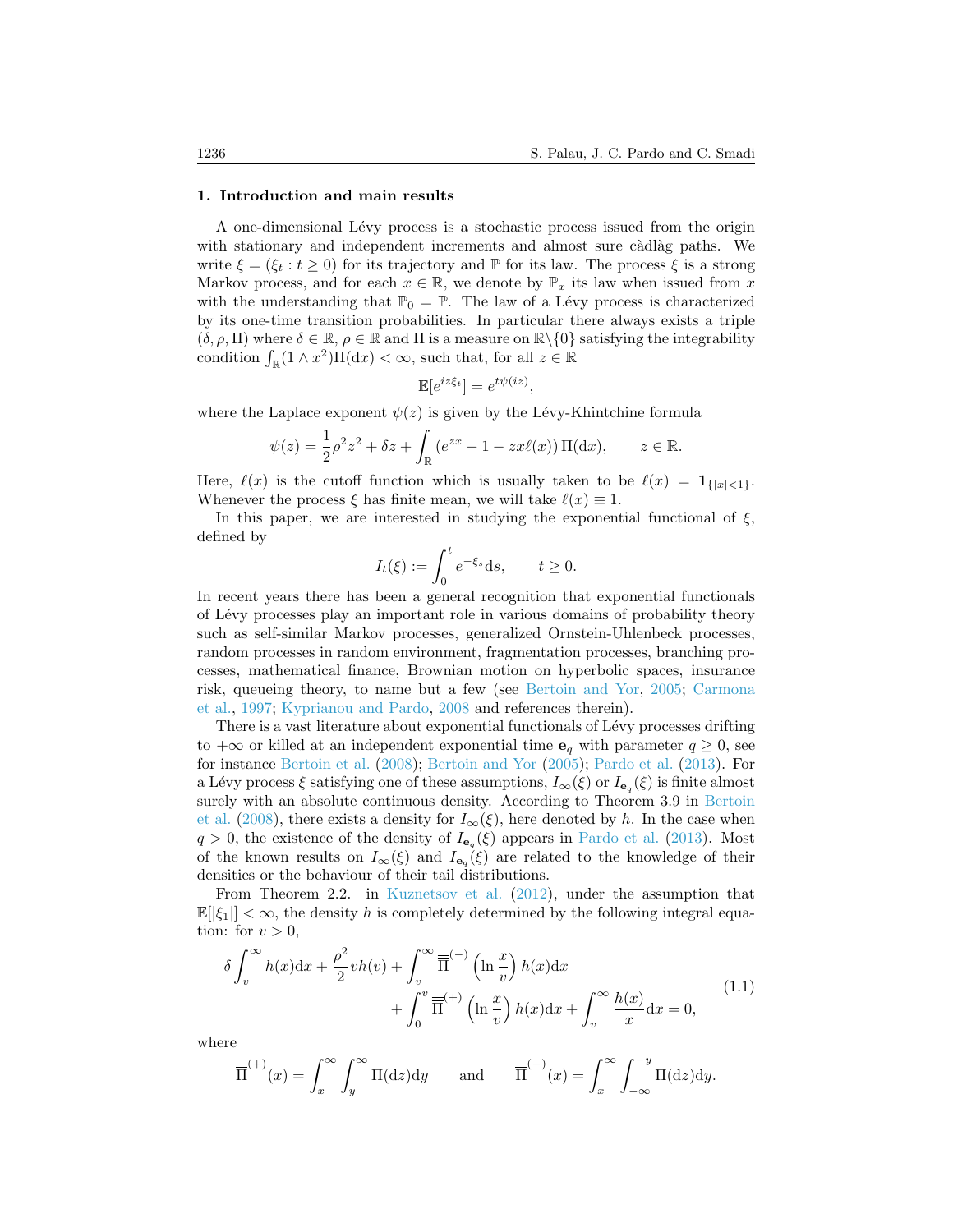## 1. Introduction and main results

A one-dimensional Lévy process is a stochastic process issued from the origin with stationary and independent increments and almost sure càdlàg paths. We write $\xi = (\xi_t : t \geq 0)$ for its trajectory and $\mathbb{P}$ for its law. The process $\xi$ is a strong Markov process, and for each $x \in \mathbb{R}$, we denote by $\mathbb{P}_x$ its law when issued from $x$ with the understanding that $\mathbb{P}_0 = \mathbb{P}$. The law of a Lévy process is characterized by its one-time transition probabilities. In particular there always exists a triple $(\delta, \rho, \Pi)$ where $\delta \in \mathbb{R}$, $\rho \in \mathbb{R}$ and $\Pi$ is a measure on $\mathbb{R}\backslash\{0\}$ satisfying the integrability condition $\int_{\mathbb{R}}(1 \wedge x^2)\Pi(\mathrm{d}x) < \infty$, such that, for all $z \in \mathbb{R}$

$$\mathbb{E}[e^{iz\xi_t}] = e^{t\psi(iz)},$$

where the Laplace exponent $\psi(z)$ is given by the Lévy-Khintchine formula

$$\psi(z) = \frac{1}{2}\rho^2 z^2 + \delta z + \int_{\mathbb{R}} \left(e^{zx} - 1 - zx\ell(x)\right)\Pi(\mathrm{d}x), \qquad z \in \mathbb{R}.$$

Here, $\ell(x)$ is the cutoff function which is usually taken to be $\ell(x) = \mathbf{1}_{\{|x|<1\}}$. Whenever the process $\xi$ has finite mean, we will take $\ell(x) \equiv 1$.

In this paper, we are interested in studying the exponential functional of $\xi$, defined by

$$I_t(\xi) := \int_0^t e^{-\xi_s}\mathrm{d}s, \qquad t \geq 0.$$

In recent years there has been a general recognition that exponential functionals of Lévy processes play an important role in various domains of probability theory such as self-similar Markov processes, generalized Ornstein-Uhlenbeck processes, random processes in random environment, fragmentation processes, branching processes, mathematical finance, Brownian motion on hyperbolic spaces, insurance risk, queueing theory, to name but a few (see Bertoin and Yor, 2005; Carmona et al., 1997; Kyprianou and Pardo, 2008 and references therein).

There is a vast literature about exponential functionals of Lévy processes drifting to $+\infty$ or killed at an independent exponential time $\mathbf{e}_q$ with parameter $q \geq 0$, see for instance Bertoin et al. (2008); Bertoin and Yor (2005); Pardo et al. (2013). For a Lévy process $\xi$ satisfying one of these assumptions, $I_\infty(\xi)$ or $I_{\mathbf{e}_q}(\xi)$ is finite almost surely with an absolute continuous density. According to Theorem 3.9 in Bertoin et al. (2008), there exists a density for $I_\infty(\xi)$, here denoted by $h$. In the case when $q > 0$, the existence of the density of $I_{\mathbf{e}_q}(\xi)$ appears in Pardo et al. (2013). Most of the known results on $I_\infty(\xi)$ and $I_{\mathbf{e}_q}(\xi)$ are related to the knowledge of their densities or the behaviour of their tail distributions.

From Theorem 2.2. in Kuznetsov et al. (2012), under the assumption that $\mathbb{E}[|\xi_1|] < \infty$, the density $h$ is completely determined by the following integral equation: for $v > 0$,

$$\begin{aligned}\delta\int_v^\infty h(x)\mathrm{d}x + \frac{\rho^2}{2}vh(v) + \int_v^\infty \overline{\overline{\Pi}}^{(-)}\left(\ln\frac{x}{v}\right)h(x)\mathrm{d}x \\ + \int_0^v \overline{\overline{\Pi}}^{(+)}\left(\ln\frac{x}{v}\right)h(x)\mathrm{d}x + \int_v^\infty \frac{h(x)}{x}\mathrm{d}x = 0,\end{aligned} \tag{1.1}$$

where

$$\overline{\overline{\Pi}}^{(+)}(x) = \int_x^\infty\int_y^\infty \Pi(\mathrm{d}z)\mathrm{d}y \qquad \text{and} \qquad \overline{\overline{\Pi}}^{(-)}(x) = \int_x^\infty\int_{-\infty}^{-y}\Pi(\mathrm{d}z)\mathrm{d}y.$$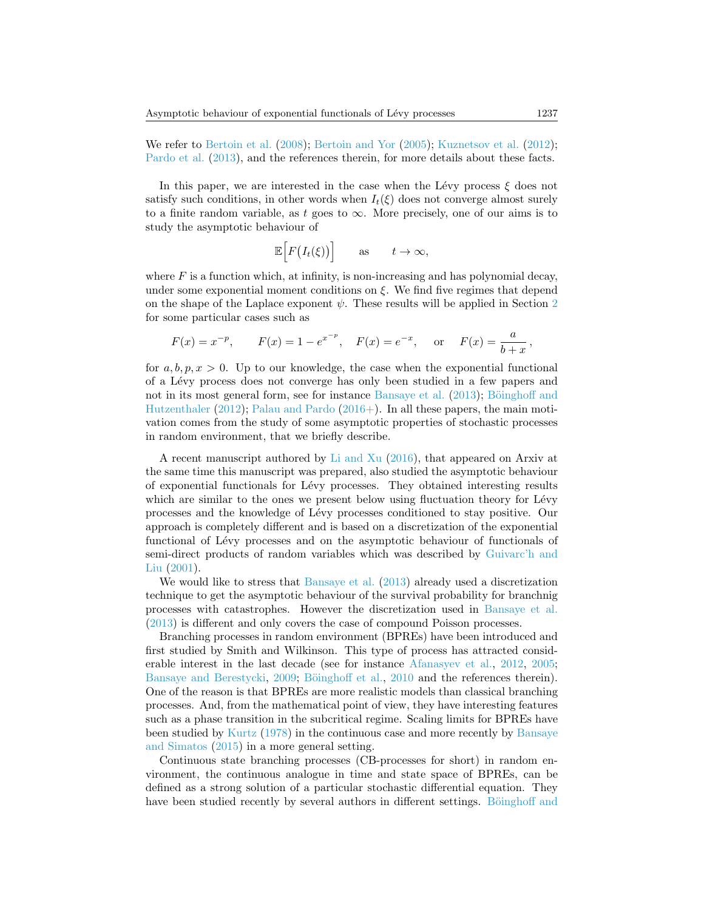We refer to Bertoin et al. (2008); Bertoin and Yor (2005); Kuznetsov et al. (2012); Pardo et al. (2013), and the references therein, for more details about these facts.

In this paper, we are interested in the case when the Lévy process $\xi$ does not satisfy such conditions, in other words when $I_t(\xi)$ does not converge almost surely to a finite random variable, as $t$ goes to $\infty$. More precisely, one of our aims is to study the asymptotic behaviour of

$$\mathbb{E}\Big[F\big(I_t(\xi)\big)\Big] \qquad \text{as} \qquad t \to \infty,$$

where $F$ is a function which, at infinity, is non-increasing and has polynomial decay, under some exponential moment conditions on $\xi$. We find five regimes that depend on the shape of the Laplace exponent $\psi$. These results will be applied in Section 2 for some particular cases such as

$$F(x) = x^{-p}, \qquad F(x) = 1 - e^{x^{-p}}, \quad F(x) = e^{-x}, \quad \text{ or } \quad F(x) = \frac{a}{b+x}\,,$$

for $a, b, p, x > 0$. Up to our knowledge, the case when the exponential functional of a Lévy process does not converge has only been studied in a few papers and not in its most general form, see for instance Bansaye et al. (2013); Böinghoff and Hutzenthaler (2012); Palau and Pardo (2016+). In all these papers, the main motivation comes from the study of some asymptotic properties of stochastic processes in random environment, that we briefly describe.

A recent manuscript authored by Li and Xu (2016), that appeared on Arxiv at the same time this manuscript was prepared, also studied the asymptotic behaviour of exponential functionals for Lévy processes. They obtained interesting results which are similar to the ones we present below using fluctuation theory for Lévy processes and the knowledge of Lévy processes conditioned to stay positive. Our approach is completely different and is based on a discretization of the exponential functional of Lévy processes and on the asymptotic behaviour of functionals of semi-direct products of random variables which was described by Guivarc'h and Liu (2001).

We would like to stress that Bansaye et al. (2013) already used a discretization technique to get the asymptotic behaviour of the survival probability for branchnig processes with catastrophes. However the discretization used in Bansaye et al. (2013) is different and only covers the case of compound Poisson processes.

Branching processes in random environment (BPREs) have been introduced and first studied by Smith and Wilkinson. This type of process has attracted considerable interest in the last decade (see for instance Afanasyev et al., 2012, 2005; Bansaye and Berestycki, 2009; Böinghoff et al., 2010 and the references therein). One of the reason is that BPREs are more realistic models than classical branching processes. And, from the mathematical point of view, they have interesting features such as a phase transition in the subcritical regime. Scaling limits for BPREs have been studied by Kurtz (1978) in the continuous case and more recently by Bansaye and Simatos (2015) in a more general setting.

Continuous state branching processes (CB-processes for short) in random environment, the continuous analogue in time and state space of BPREs, can be defined as a strong solution of a particular stochastic differential equation. They have been studied recently by several authors in different settings. Böinghoff and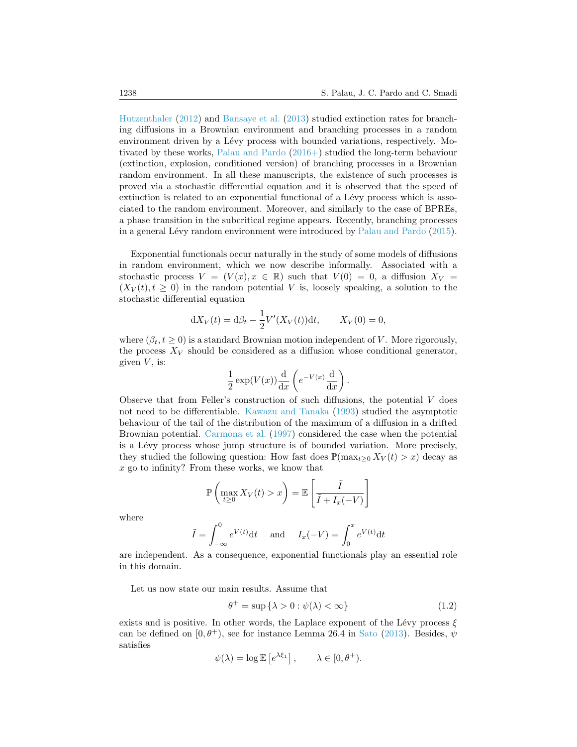Hutzenthaler (2012) and Bansaye et al. (2013) studied extinction rates for branching diffusions in a Brownian environment and branching processes in a random environment driven by a Lévy process with bounded variations, respectively. Motivated by these works, Palau and Pardo (2016+) studied the long-term behaviour (extinction, explosion, conditioned version) of branching processes in a Brownian random environment. In all these manuscripts, the existence of such processes is proved via a stochastic differential equation and it is observed that the speed of extinction is related to an exponential functional of a Lévy process which is associated to the random environment. Moreover, and similarly to the case of BPREs, a phase transition in the subcritical regime appears. Recently, branching processes in a general Lévy random environment were introduced by Palau and Pardo (2015).

Exponential functionals occur naturally in the study of some models of diffusions in random environment, which we now describe informally. Associated with a stochastic process $V = (V(x), x \in \mathbb{R})$ such that $V(0) = 0$, a diffusion $X_V = (X_V(t), t \geq 0)$ in the random potential $V$ is, loosely speaking, a solution to the stochastic differential equation

$$\mathrm{d}X_V(t) = \mathrm{d}\beta_t - \frac{1}{2}V'(X_V(t))\mathrm{d}t, \qquad X_V(0) = 0,$$

where $(\beta_t, t \geq 0)$ is a standard Brownian motion independent of $V$. More rigorously, the process $X_V$ should be considered as a diffusion whose conditional generator, given $V$, is:

$$\frac{1}{2}\exp(V(x))\frac{\mathrm{d}}{\mathrm{d}x}\left(e^{-V(x)}\frac{\mathrm{d}}{\mathrm{d}x}\right).$$

Observe that from Feller's construction of such diffusions, the potential $V$ does not need to be differentiable. Kawazu and Tanaka (1993) studied the asymptotic behaviour of the tail of the distribution of the maximum of a diffusion in a drifted Brownian potential. Carmona et al. (1997) considered the case when the potential is a Lévy process whose jump structure is of bounded variation. More precisely, they studied the following question: How fast does $\mathbb{P}(\max_{t\geq 0} X_V(t) > x)$ decay as $x$ go to infinity? From these works, we know that

$$\mathbb{P}\left(\max_{t\geq 0} X_V(t) > x\right) = \mathbb{E}\left[\frac{\tilde{I}}{\tilde{I} + I_x(-V)}\right]$$

where

$$\tilde{I} = \int_{-\infty}^{0} e^{V(t)}\mathrm{d}t \quad \text{ and } \quad I_x(-V) = \int_0^x e^{V(t)}\mathrm{d}t$$

are independent. As a consequence, exponential functionals play an essential role in this domain.

Let us now state our main results. Assume that

$$\theta^+ = \sup\{\lambda > 0 : \psi(\lambda) < \infty\} \tag{1.2}$$

exists and is positive. In other words, the Laplace exponent of the Lévy process $\xi$ can be defined on $[0, \theta^+)$, see for instance Lemma 26.4 in Sato (2013). Besides, $\psi$ satisfies

$$\psi(\lambda) = \log \mathbb{E}\left[e^{\lambda\xi_1}\right], \qquad \lambda \in [0, \theta^+).$$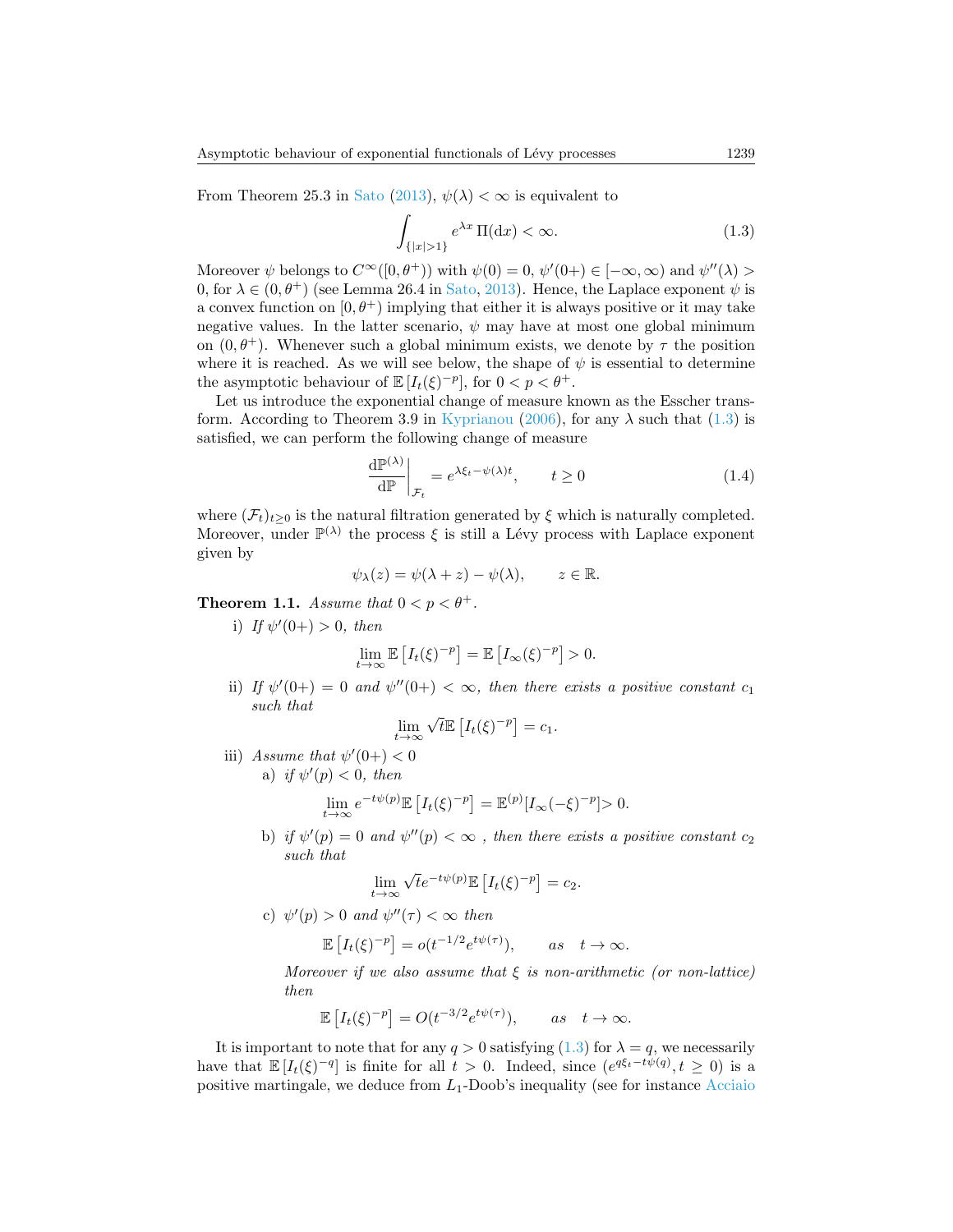From Theorem 25.3 in Sato (2013), $\psi(\lambda) < \infty$ is equivalent to

$$\int_{\{|x|>1\}} e^{\lambda x}\, \Pi(\mathrm{d}x) < \infty. \tag{1.3}$$

Moreover $\psi$ belongs to $C^\infty([0,\theta^+))$ with $\psi(0) = 0$, $\psi'(0+) \in [-\infty, \infty)$ and $\psi''(\lambda) > 0$, for $\lambda \in (0, \theta^+)$ (see Lemma 26.4 in Sato, 2013). Hence, the Laplace exponent $\psi$ is a convex function on $[0, \theta^+)$ implying that either it is always positive or it may take negative values. In the latter scenario, $\psi$ may have at most one global minimum on $(0, \theta^+)$. Whenever such a global minimum exists, we denote by $\tau$ the position where it is reached. As we will see below, the shape of $\psi$ is essential to determine the asymptotic behaviour of $\mathbb{E}[I_t(\xi)^{-p}]$, for $0 < p < \theta^+$.

Let us introduce the exponential change of measure known as the Esscher transform. According to Theorem 3.9 in Kyprianou (2006), for any $\lambda$ such that (1.3) is satisfied, we can perform the following change of measure

$$\left.\frac{\mathrm{d}\mathbb{P}^{(\lambda)}}{\mathrm{d}\mathbb{P}}\right|_{\mathcal{F}_t} = e^{\lambda \xi_t - \psi(\lambda) t}, \qquad t \geq 0 \tag{1.4}$$

where $(\mathcal{F}_t)_{t\geq 0}$ is the natural filtration generated by $\xi$ which is naturally completed. Moreover, under $\mathbb{P}^{(\lambda)}$ the process $\xi$ is still a Lévy process with Laplace exponent given by

$$\psi_\lambda(z) = \psi(\lambda + z) - \psi(\lambda), \qquad z \in \mathbb{R}.$$

**Theorem 1.1.** *Assume that $0 < p < \theta^+$.*

i) *If $\psi'(0+) > 0$, then*

$$\lim_{t\to\infty} \mathbb{E}\left[I_t(\xi)^{-p}\right] = \mathbb{E}\left[I_\infty(\xi)^{-p}\right] > 0.$$

ii) *If $\psi'(0+) = 0$ and $\psi''(0+) < \infty$, then there exists a positive constant $c_1$ such that*

$$\lim_{t\to\infty} \sqrt{t}\,\mathbb{E}\left[I_t(\xi)^{-p}\right] = c_1.$$

iii) *Assume that $\psi'(0+) < 0$*

a) *if $\psi'(p) < 0$, then*

$$\lim_{t\to\infty} e^{-t\psi(p)}\mathbb{E}\left[I_t(\xi)^{-p}\right] = \mathbb{E}^{(p)}[I_\infty(-\xi)^{-p}] > 0.$$

b) *if $\psi'(p) = 0$ and $\psi''(p) < \infty$ , then there exists a positive constant $c_2$ such that*

$$\lim_{t\to\infty} \sqrt{t} e^{-t\psi(p)}\mathbb{E}\left[I_t(\xi)^{-p}\right] = c_2.$$

c) *$\psi'(p) > 0$ and $\psi''(\tau) < \infty$ then*

$$\mathbb{E}\left[I_t(\xi)^{-p}\right] = o(t^{-1/2}e^{t\psi(\tau)}), \qquad \textit{as} \quad t \to \infty.$$

*Moreover if we also assume that $\xi$ is non-arithmetic (or non-lattice) then*

$$\mathbb{E}\left[I_t(\xi)^{-p}\right] = O(t^{-3/2}e^{t\psi(\tau)}), \qquad \textit{as} \quad t \to \infty.$$

It is important to note that for any $q > 0$ satisfying (1.3) for $\lambda = q$, we necessarily have that $\mathbb{E}[I_t(\xi)^{-q}]$ is finite for all $t > 0$. Indeed, since $(e^{q\xi_t - t\psi(q)}, t \geq 0)$ is a positive martingale, we deduce from $L_1$-Doob's inequality (see for instance Acciaio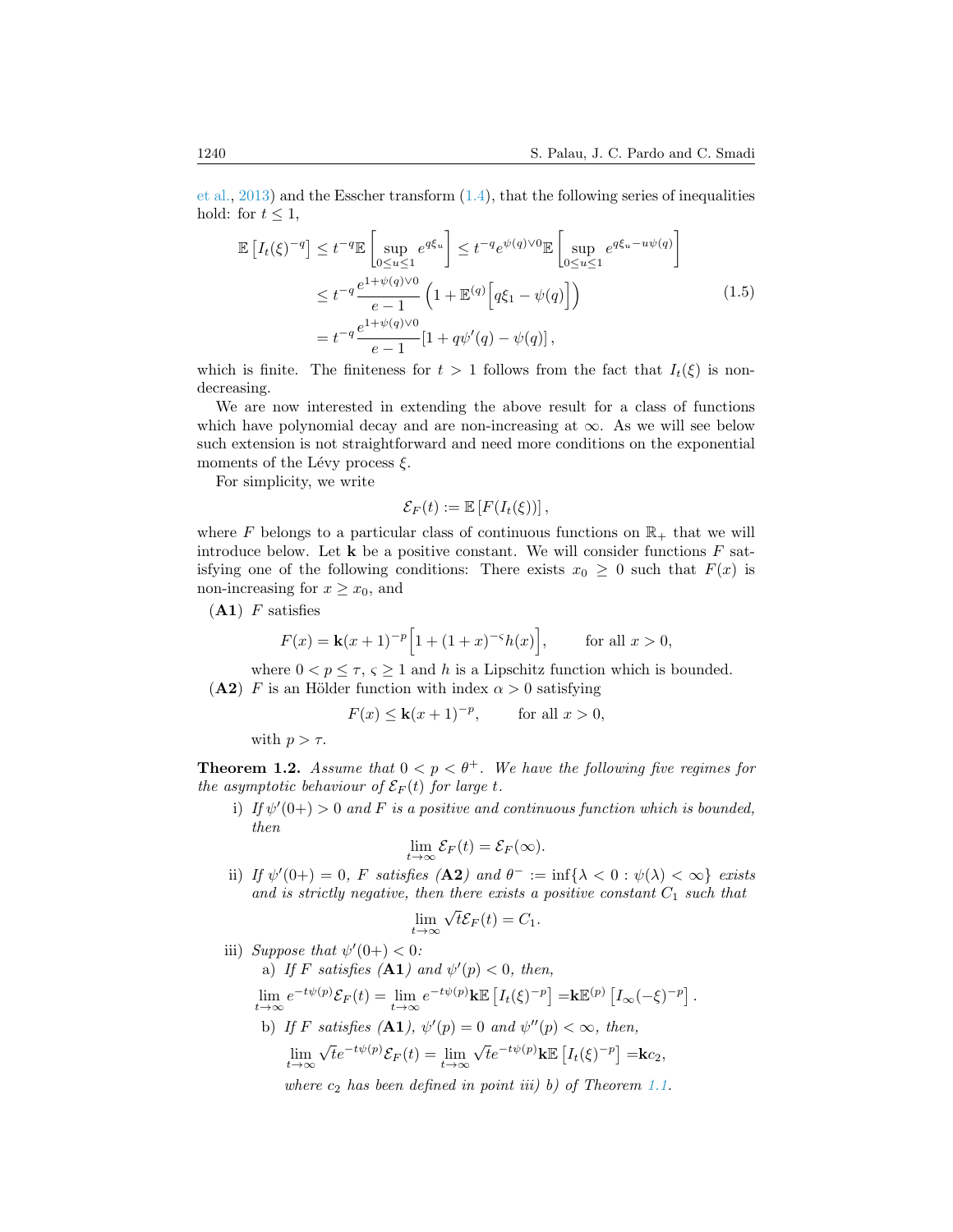et al., 2013) and the Esscher transform (1.4), that the following series of inequalities hold: for $t \leq 1$,

$$
\begin{aligned}
\mathbb{E}\left[I_t(\xi)^{-q}\right] &\leq t^{-q}\mathbb{E}\left[\sup_{0\leq u\leq 1} e^{q\xi_u}\right] \leq t^{-q}e^{\psi(q)\vee 0}\mathbb{E}\left[\sup_{0\leq u\leq 1} e^{q\xi_u - u\psi(q)}\right] \\
&\leq t^{-q}\frac{e^{1+\psi(q)\vee 0}}{e-1}\left(1+\mathbb{E}^{(q)}\Big[q\xi_1 - \psi(q)\Big]\right) \\
&= t^{-q}\frac{e^{1+\psi(q)\vee 0}}{e-1}\left[1+q\psi'(q)-\psi(q)\right],
\end{aligned}
\tag{1.5}
$$

which is finite. The finiteness for $t > 1$ follows from the fact that $I_t(\xi)$ is non-decreasing.

We are now interested in extending the above result for a class of functions which have polynomial decay and are non-increasing at $\infty$. As we will see below such extension is not straightforward and need more conditions on the exponential moments of the Lévy process $\xi$.

For simplicity, we write

$$
\mathcal{E}_F(t) := \mathbb{E}\left[F(I_t(\xi))\right],
$$

where $F$ belongs to a particular class of continuous functions on $\mathbb{R}_+$ that we will introduce below. Let $\mathbf{k}$ be a positive constant. We will consider functions $F$ satisfying one of the following conditions: There exists $x_0 \geq 0$ such that $F(x)$ is non-increasing for $x \geq x_0$, and

**(A1)** $F$ satisfies

$$
F(x) = \mathbf{k}(x+1)^{-p}\Big[1+(1+x)^{-\varsigma}h(x)\Big], \qquad \text{for all } x > 0,
$$

where $0 < p \leq \tau$, $\varsigma \geq 1$ and $h$ is a Lipschitz function which is bounded.

**(A2)** $F$ is an Hölder function with index $\alpha > 0$ satisfying

$$
F(x) \leq \mathbf{k}(x+1)^{-p}, \qquad \text{for all } x > 0,
$$

with $p > \tau$.

**Theorem 1.2.** *Assume that $0 < p < \theta^+$. We have the following five regimes for the asymptotic behaviour of $\mathcal{E}_F(t)$ for large $t$.*

i) *If $\psi'(0+) > 0$ and $F$ is a positive and continuous function which is bounded, then*

$$
\lim_{t\to\infty} \mathcal{E}_F(t) = \mathcal{E}_F(\infty).
$$

ii) *If $\psi'(0+) = 0$, $F$ satisfies* **(A2)** *and $\theta^- := \inf\{\lambda < 0 : \psi(\lambda) < \infty\}$ exists and is strictly negative, then there exists a positive constant $C_1$ such that*

$$
\lim_{t\to\infty} \sqrt{t}\mathcal{E}_F(t) = C_1.
$$

iii) *Suppose that $\psi'(0+) < 0$:*

a) *If $F$ satisfies* **(A1)** *and $\psi'(p) < 0$, then,*

$$
\lim_{t\to\infty} e^{-t\psi(p)}\mathcal{E}_F(t) = \lim_{t\to\infty} e^{-t\psi(p)}\mathbf{k}\mathbb{E}\left[I_t(\xi)^{-p}\right] = \mathbf{k}\mathbb{E}^{(p)}\left[I_\infty(-\xi)^{-p}\right].
$$

b) *If $F$ satisfies* **(A1)**, *$\psi'(p) = 0$ and $\psi''(p) < \infty$, then,*

$$
\lim_{t\to\infty} \sqrt{t}e^{-t\psi(p)}\mathcal{E}_F(t) = \lim_{t\to\infty} \sqrt{t}e^{-t\psi(p)}\mathbf{k}\mathbb{E}\left[I_t(\xi)^{-p}\right] = \mathbf{k}c_2,
$$

*where $c_2$ has been defined in point iii) b) of Theorem 1.1.*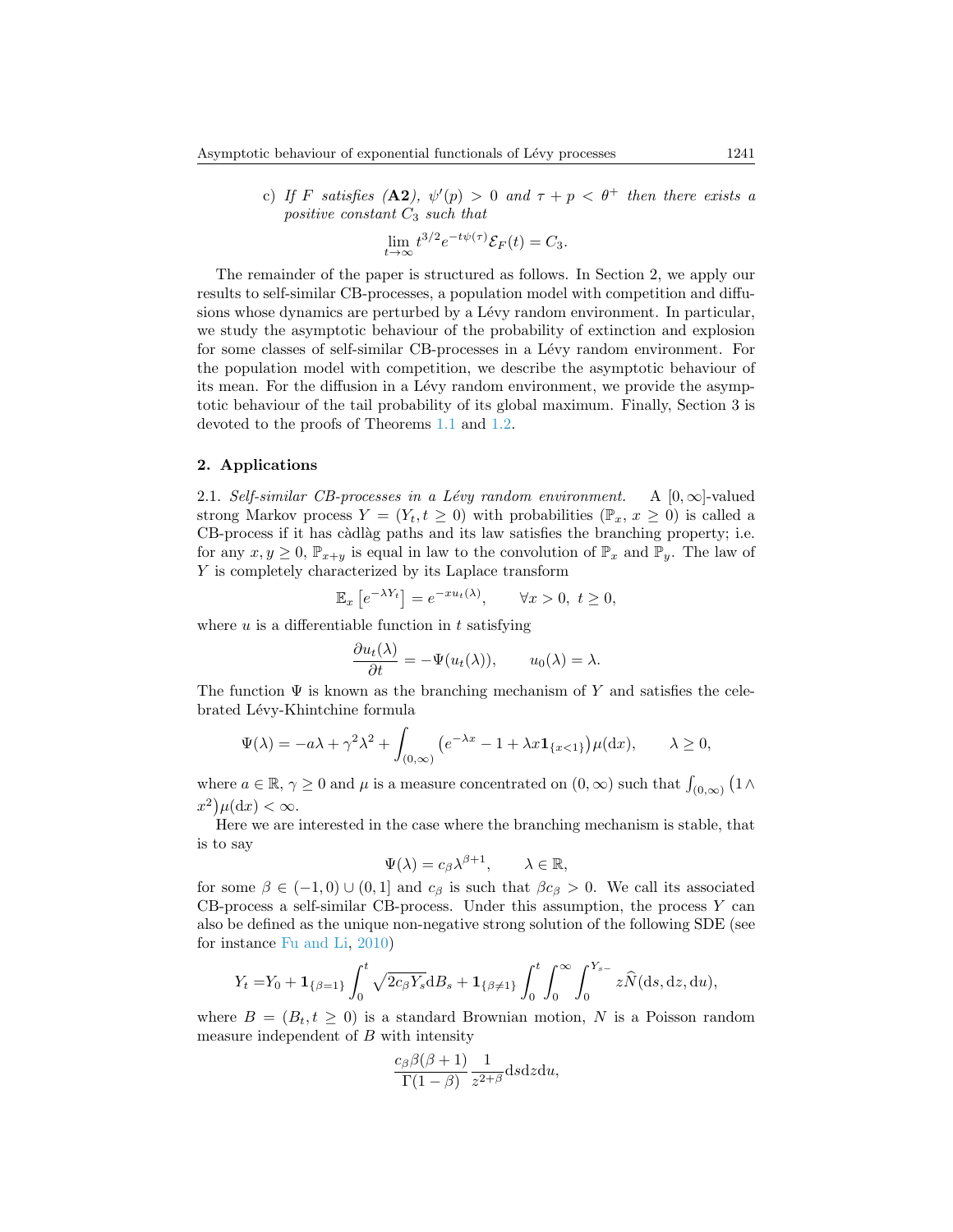c) *If $F$ satisfies* (**A2**), $\psi'(p) > 0$ *and* $\tau + p < \theta^+$ *then there exists a positive constant* $C_3$ *such that*

$$\lim_{t\to\infty} t^{3/2} e^{-t\psi(\tau)} \mathcal{E}_F(t) = C_3.$$

The remainder of the paper is structured as follows. In Section 2, we apply our results to self-similar CB-processes, a population model with competition and diffusions whose dynamics are perturbed by a Lévy random environment. In particular, we study the asymptotic behaviour of the probability of extinction and explosion for some classes of self-similar CB-processes in a Lévy random environment. For the population model with competition, we describe the asymptotic behaviour of its mean. For the diffusion in a Lévy random environment, we provide the asymptotic behaviour of the tail probability of its global maximum. Finally, Section 3 is devoted to the proofs of Theorems 1.1 and 1.2.

## 2. Applications

2.1. *Self-similar CB-processes in a Lévy random environment.* A $[0,\infty]$-valued strong Markov process $Y = (Y_t, t \geq 0)$ with probabilities $(\mathbb{P}_x, x \geq 0)$ is called a CB-process if it has càdlàg paths and its law satisfies the branching property; i.e. for any $x, y \geq 0$, $\mathbb{P}_{x+y}$ is equal in law to the convolution of $\mathbb{P}_x$ and $\mathbb{P}_y$. The law of $Y$ is completely characterized by its Laplace transform

$$\mathbb{E}_x\left[e^{-\lambda Y_t}\right] = e^{-xu_t(\lambda)}, \qquad \forall x > 0,\ t \geq 0,$$

where $u$ is a differentiable function in $t$ satisfying

$$\frac{\partial u_t(\lambda)}{\partial t} = -\Psi(u_t(\lambda)), \qquad u_0(\lambda) = \lambda.$$

The function $\Psi$ is known as the branching mechanism of $Y$ and satisfies the celebrated Lévy-Khintchine formula

$$\Psi(\lambda) = -a\lambda + \gamma^2\lambda^2 + \int_{(0,\infty)} \left(e^{-\lambda x} - 1 + \lambda x \mathbf{1}_{\{x<1\}}\right)\mu(\mathrm{d}x), \qquad \lambda \geq 0,$$

where $a \in \mathbb{R}$, $\gamma \geq 0$ and $\mu$ is a measure concentrated on $(0,\infty)$ such that $\int_{(0,\infty)} \left(1 \wedge x^2\right)\mu(\mathrm{d}x) < \infty$.

Here we are interested in the case where the branching mechanism is stable, that is to say

$$\Psi(\lambda) = c_\beta \lambda^{\beta+1}, \qquad \lambda \in \mathbb{R},$$

for some $\beta \in (-1,0) \cup (0,1]$ and $c_\beta$ is such that $\beta c_\beta > 0$. We call its associated CB-process a self-similar CB-process. Under this assumption, the process $Y$ can also be defined as the unique non-negative strong solution of the following SDE (see for instance Fu and Li, 2010)

$$Y_t = Y_0 + \mathbf{1}_{\{\beta=1\}} \int_0^t \sqrt{2c_\beta Y_s}\mathrm{d}B_s + \mathbf{1}_{\{\beta\neq 1\}} \int_0^t \int_0^\infty \int_0^{Y_{s-}} z\widehat{N}(\mathrm{d}s, \mathrm{d}z, \mathrm{d}u),$$

where $B = (B_t, t \geq 0)$ is a standard Brownian motion, $N$ is a Poisson random measure independent of $B$ with intensity

$$\frac{c_\beta \beta(\beta+1)}{\Gamma(1-\beta)} \frac{1}{z^{2+\beta}} \mathrm{d}s\mathrm{d}z\mathrm{d}u,$$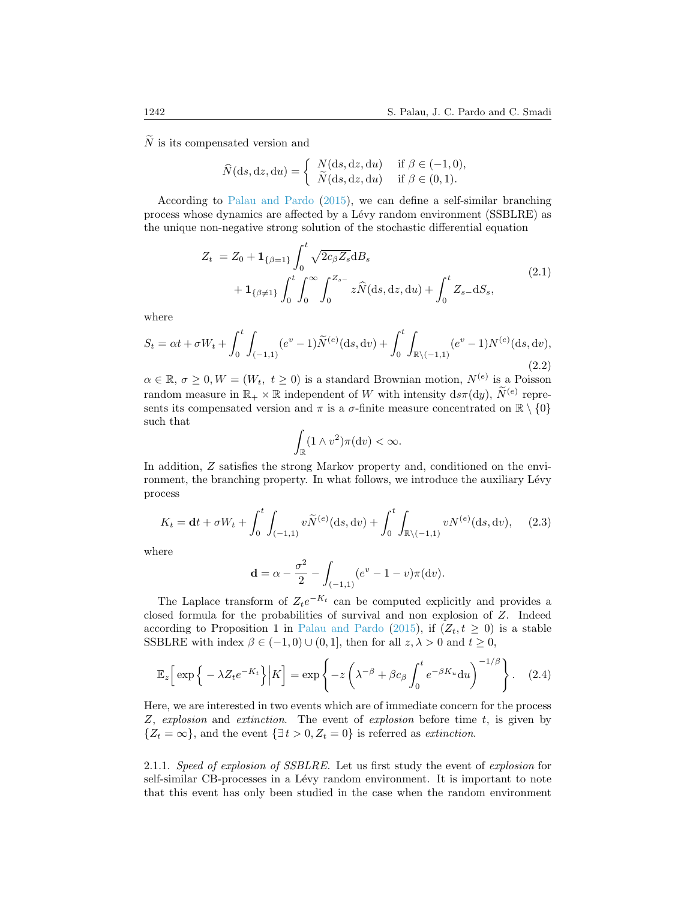$\widetilde{N}$ is its compensated version and

$$
\widehat{N}(\mathrm{d}s, \mathrm{d}z, \mathrm{d}u) = \begin{cases} N(\mathrm{d}s, \mathrm{d}z, \mathrm{d}u) & \text{if } \beta \in (-1, 0), \\ \widetilde{N}(\mathrm{d}s, \mathrm{d}z, \mathrm{d}u) & \text{if } \beta \in (0, 1). \end{cases}
$$

According to Palau and Pardo (2015), we can define a self-similar branching process whose dynamics are affected by a Lévy random environment (SSBLRE) as the unique non-negative strong solution of the stochastic differential equation

$$
\begin{aligned}
Z_t \ &= Z_0 + \mathbf{1}_{\{\beta=1\}} \int_0^t \sqrt{2c_\beta Z_s} \mathrm{d}B_s \\
&\quad + \mathbf{1}_{\{\beta \neq 1\}} \int_0^t \int_0^\infty \int_0^{Z_{s-}} z \widehat{N}(\mathrm{d}s, \mathrm{d}z, \mathrm{d}u) + \int_0^t Z_{s-} \mathrm{d}S_s,
\end{aligned}
\tag{2.1}
$$

where

$$
S_t = \alpha t + \sigma W_t + \int_0^t \int_{(-1,1)} (e^v - 1) \widetilde{N}^{(e)}(\mathrm{d}s, \mathrm{d}v) + \int_0^t \int_{\mathbb{R}\setminus(-1,1)} (e^v - 1) N^{(e)}(\mathrm{d}s, \mathrm{d}v),
\tag{2.2}
$$

$\alpha \in \mathbb{R}$, $\sigma \geq 0$, $W = (W_t, \ t \geq 0)$ is a standard Brownian motion, $N^{(e)}$ is a Poisson random measure in $\mathbb{R}_+ \times \mathbb{R}$ independent of $W$ with intensity $\mathrm{d}s\pi(\mathrm{d}y)$, $\widetilde{N}^{(e)}$ represents its compensated version and $\pi$ is a $\sigma$-finite measure concentrated on $\mathbb{R} \setminus \{0\}$ such that

$$
\int_{\mathbb{R}} (1 \wedge v^2) \pi(\mathrm{d}v) < \infty.
$$

In addition, $Z$ satisfies the strong Markov property and, conditioned on the environment, the branching property. In what follows, we introduce the auxiliary Lévy process

$$
K_t = \mathbf{d}t + \sigma W_t + \int_0^t \int_{(-1,1)} v \widetilde{N}^{(e)}(\mathrm{d}s, \mathrm{d}v) + \int_0^t \int_{\mathbb{R}\setminus(-1,1)} v N^{(e)}(\mathrm{d}s, \mathrm{d}v),
\tag{2.3}
$$

where

$$
\mathbf{d} = \alpha - \frac{\sigma^2}{2} - \int_{(-1,1)} (e^v - 1 - v) \pi(\mathrm{d}v).
$$

The Laplace transform of $Z_t e^{-K_t}$ can be computed explicitly and provides a closed formula for the probabilities of survival and non explosion of $Z$. Indeed according to Proposition 1 in Palau and Pardo (2015), if $(Z_t, t \geq 0)$ is a stable SSBLRE with index $\beta \in (-1, 0) \cup (0, 1]$, then for all $z, \lambda > 0$ and $t \geq 0$,

$$
\mathbb{E}_z \Big[ \exp\Big\{ -\lambda Z_t e^{-K_t} \Big\} \Big| K \Big] = \exp\left\{ -z \left( \lambda^{-\beta} + \beta c_\beta \int_0^t e^{-\beta K_u} \mathrm{d}u \right)^{-1/\beta} \right\}.
\tag{2.4}
$$

Here, we are interested in two events which are of immediate concern for the process $Z$, *explosion* and *extinction*. The event of *explosion* before time $t$, is given by $\{Z_t = \infty\}$, and the event $\{\exists t > 0, Z_t = 0\}$ is referred as *extinction*.

2.1.1. *Speed of explosion of SSBLRE.* Let us first study the event of *explosion* for self-similar CB-processes in a Lévy random environment. It is important to note that this event has only been studied in the case when the random environment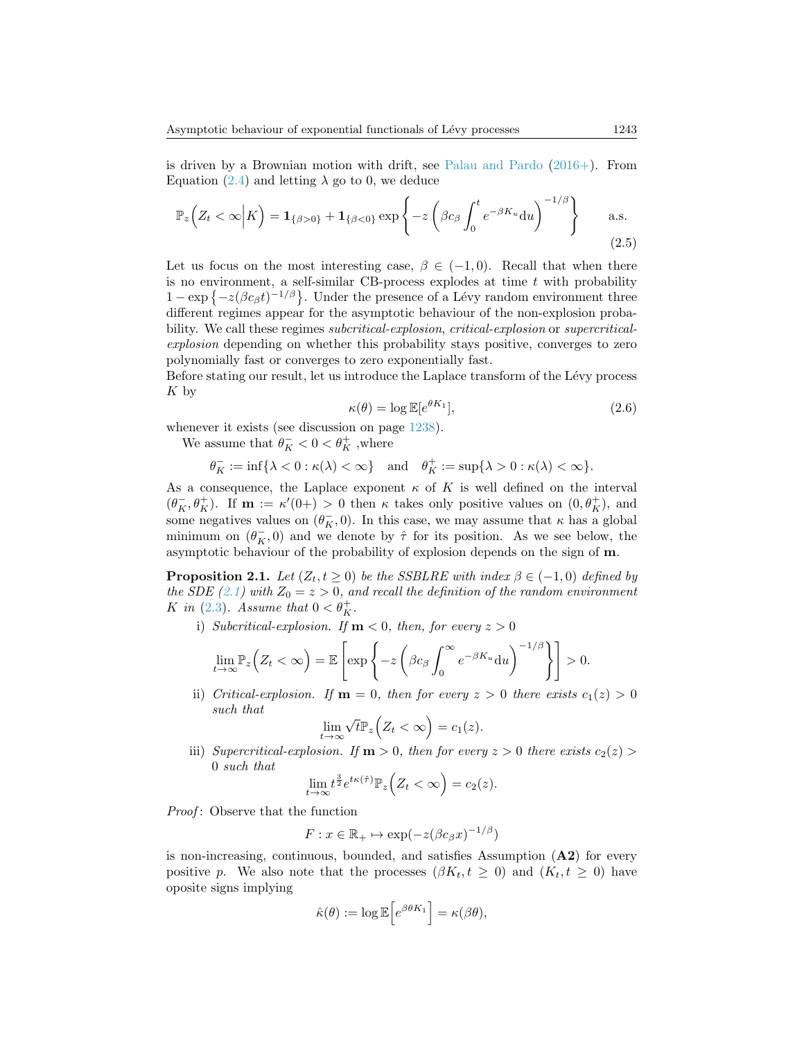is driven by a Brownian motion with drift, see Palau and Pardo (2016+). From Equation (2.4) and letting $\lambda$ go to 0, we deduce

$$\mathbb{P}_z\Big(Z_t<\infty\Big|K\Big)=\mathbf{1}_{\{\beta>0\}}+\mathbf{1}_{\{\beta<0\}}\exp\left\{-z\left(\beta c_\beta\int_0^t e^{-\beta K_u}\mathrm{d}u\right)^{-1/\beta}\right\}\qquad\text{a.s.}\tag{2.5}$$

Let us focus on the most interesting case, $\beta\in(-1,0)$. Recall that when there is no environment, a self-similar CB-process explodes at time $t$ with probability $1-\exp\{-z(\beta c_\beta t)^{-1/\beta}\}$. Under the presence of a Lévy random environment three different regimes appear for the asymptotic behaviour of the non-explosion probability. We call these regimes *subcritical-explosion*, *critical-explosion* or *supercritical-explosion* depending on whether this probability stays positive, converges to zero polynomially fast or converges to zero exponentially fast.

Before stating our result, let us introduce the Laplace transform of the Lévy process $K$ by

$$\kappa(\theta)=\log\mathbb{E}[e^{\theta K_1}],\tag{2.6}$$

whenever it exists (see discussion on page 1238).

We assume that $\theta_K^-<0<\theta_K^+$ ,where

$$\theta_K^-:=\inf\{\lambda<0:\kappa(\lambda)<\infty\}\quad\text{and}\quad\theta_K^+:=\sup\{\lambda>0:\kappa(\lambda)<\infty\}.$$

As a consequence, the Laplace exponent $\kappa$ of $K$ is well defined on the interval $(\theta_K^-,\theta_K^+)$. If $\mathbf{m}:=\kappa'(0+)>0$ then $\kappa$ takes only positive values on $(0,\theta_K^+)$, and some negatives values on $(\theta_K^-,0)$. In this case, we may assume that $\kappa$ has a global minimum on $(\theta_K^-,0)$ and we denote by $\hat\tau$ for its position. As we see below, the asymptotic behaviour of the probability of explosion depends on the sign of $\mathbf{m}$.

**Proposition 2.1.** *Let $(Z_t,t\geq 0)$ be the SSBLRE with index $\beta\in(-1,0)$ defined by the SDE (2.1) with $Z_0=z>0$, and recall the definition of the random environment $K$ in (2.3). Assume that $0<\theta_K^+$.*

i) *Subcritical-explosion. If $\mathbf{m}<0$, then, for every $z>0$*

$$\lim_{t\to\infty}\mathbb{P}_z\Big(Z_t<\infty\Big)=\mathbb{E}\left[\exp\left\{-z\left(\beta c_\beta\int_0^\infty e^{-\beta K_u}\mathrm{d}u\right)^{-1/\beta}\right\}\right]>0.$$

ii) *Critical-explosion. If $\mathbf{m}=0$, then for every $z>0$ there exists $c_1(z)>0$ such that*

$$\lim_{t\to\infty}\sqrt{t}\,\mathbb{P}_z\Big(Z_t<\infty\Big)=c_1(z).$$

iii) *Supercritical-explosion. If $\mathbf{m}>0$, then for every $z>0$ there exists $c_2(z)>0$ such that*

$$\lim_{t\to\infty}t^{\frac{3}{2}}e^{t\kappa(\hat\tau)}\mathbb{P}_z\Big(Z_t<\infty\Big)=c_2(z).$$

*Proof*: Observe that the function

$$F:x\in\mathbb{R}_+\mapsto\exp(-z(\beta c_\beta x)^{-1/\beta})$$

is non-increasing, continuous, bounded, and satisfies Assumption (**A2**) for every positive $p$. We also note that the processes $(\beta K_t,t\geq 0)$ and $(K_t,t\geq 0)$ have oposite signs implying

$$\hat\kappa(\theta):=\log\mathbb{E}\Big[e^{\beta\theta K_1}\Big]=\kappa(\beta\theta),$$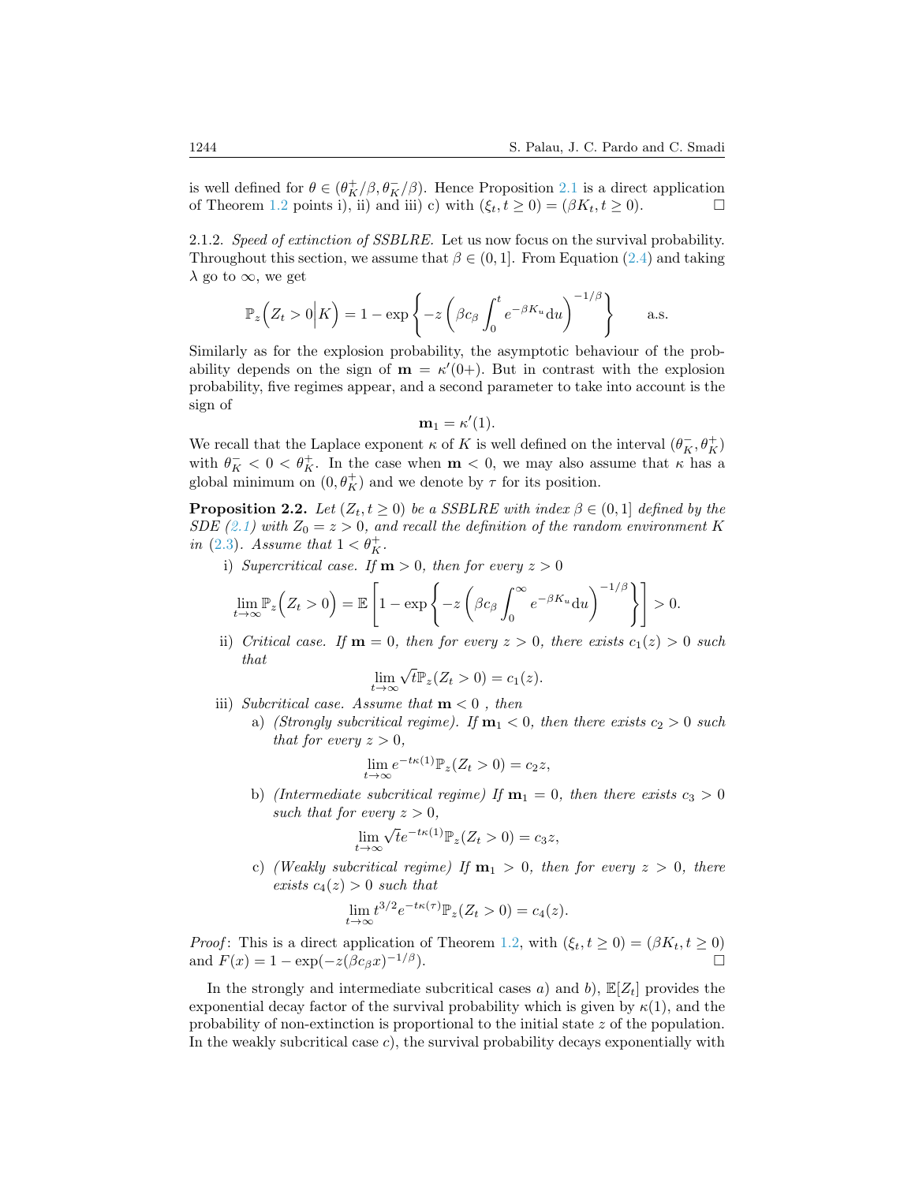is well defined for $\theta \in (\theta_K^+/\beta, \theta_K^-/\beta)$. Hence Proposition 2.1 is a direct application of Theorem 1.2 points i), ii) and iii) c) with $(\xi_t, t \geq 0) = (\beta K_t, t \geq 0)$. □

2.1.2. *Speed of extinction of SSBLRE.* Let us now focus on the survival probability. Throughout this section, we assume that $\beta \in (0, 1]$. From Equation (2.4) and taking $\lambda$ go to $\infty$, we get

$$\mathbb{P}_z\Big(Z_t > 0\Big| K\Big) = 1 - \exp\left\{-z\left(\beta c_\beta \int_0^t e^{-\beta K_u} \mathrm{d}u\right)^{-1/\beta}\right\} \qquad \text{a.s.}$$

Similarly as for the explosion probability, the asymptotic behaviour of the probability depends on the sign of $\mathbf{m} = \kappa'(0+)$. But in contrast with the explosion probability, five regimes appear, and a second parameter to take into account is the sign of

$$\mathbf{m}_1 = \kappa'(1).$$

We recall that the Laplace exponent $\kappa$ of $K$ is well defined on the interval $(\theta_K^-, \theta_K^+)$ with $\theta_K^- < 0 < \theta_K^+$. In the case when $\mathbf{m} < 0$, we may also assume that $\kappa$ has a global minimum on $(0, \theta_K^+)$ and we denote by $\tau$ for its position.

**Proposition 2.2.** *Let $(Z_t, t \geq 0)$ be a SSBLRE with index $\beta \in (0, 1]$ defined by the SDE (2.1) with $Z_0 = z > 0$, and recall the definition of the random environment $K$ in (2.3). Assume that $1 < \theta_K^+$.*

i) *Supercritical case. If $\mathbf{m} > 0$, then for every $z > 0$*

$$\lim_{t\to\infty} \mathbb{P}_z\Big(Z_t > 0\Big) = \mathbb{E}\left[1 - \exp\left\{-z\left(\beta c_\beta \int_0^\infty e^{-\beta K_u} \mathrm{d}u\right)^{-1/\beta}\right\}\right] > 0.$$

ii) *Critical case. If $\mathbf{m} = 0$, then for every $z > 0$, there exists $c_1(z) > 0$ such that*

$$\lim_{t\to\infty} \sqrt{t}\,\mathbb{P}_z(Z_t > 0) = c_1(z).$$

iii) *Subcritical case. Assume that $\mathbf{m} < 0$ , then*

a) *(Strongly subcritical regime). If $\mathbf{m}_1 < 0$, then there exists $c_2 > 0$ such that for every $z > 0$,*

$$\lim_{t\to\infty} e^{-t\kappa(1)} \mathbb{P}_z(Z_t > 0) = c_2 z,$$

b) *(Intermediate subcritical regime) If $\mathbf{m}_1 = 0$, then there exists $c_3 > 0$ such that for every $z > 0$,*

$$\lim_{t\to\infty} \sqrt{t} e^{-t\kappa(1)} \mathbb{P}_z(Z_t > 0) = c_3 z,$$

c) *(Weakly subcritical regime) If $\mathbf{m}_1 > 0$, then for every $z > 0$, there exists $c_4(z) > 0$ such that*

$$\lim_{t\to\infty} t^{3/2} e^{-t\kappa(\tau)} \mathbb{P}_z(Z_t > 0) = c_4(z).$$

*Proof*: This is a direct application of Theorem 1.2, with $(\xi_t, t \geq 0) = (\beta K_t, t \geq 0)$ and $F(x) = 1 - \exp(-z(\beta c_\beta x)^{-1/\beta})$. □

In the strongly and intermediate subcritical cases *a*) and *b*), $\mathbb{E}[Z_t]$ provides the exponential decay factor of the survival probability which is given by $\kappa(1)$, and the probability of non-extinction is proportional to the initial state $z$ of the population. In the weakly subcritical case *c*), the survival probability decays exponentially with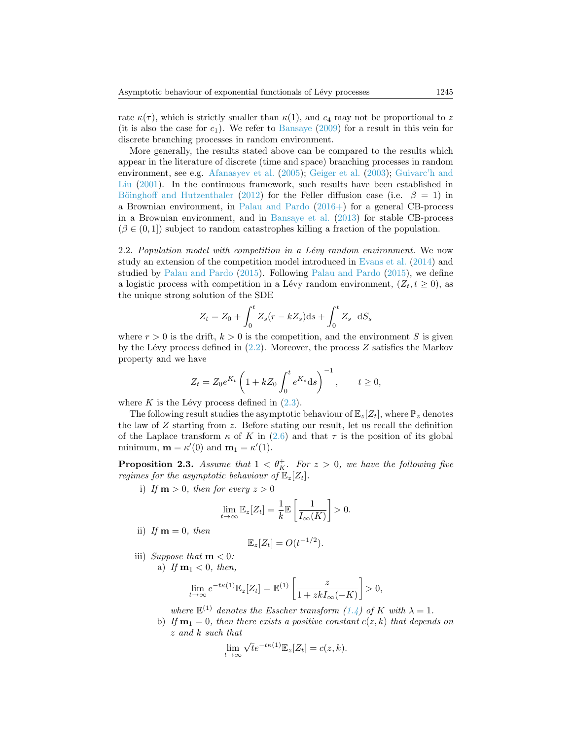rate $\kappa(\tau)$, which is strictly smaller than $\kappa(1)$, and $c_4$ may not be proportional to $z$ (it is also the case for $c_1$). We refer to Bansaye (2009) for a result in this vein for discrete branching processes in random environment.

More generally, the results stated above can be compared to the results which appear in the literature of discrete (time and space) branching processes in random environment, see e.g. Afanasyev et al. (2005); Geiger et al. (2003); Guivarc'h and Liu (2001). In the continuous framework, such results have been established in Böinghoff and Hutzenthaler (2012) for the Feller diffusion case (i.e. $\beta = 1$) in a Brownian environment, in Palau and Pardo (2016+) for a general CB-process in a Brownian environment, and in Bansaye et al. (2013) for stable CB-process ($\beta \in (0, 1]$) subject to random catastrophes killing a fraction of the population.

2.2. *Population model with competition in a Lévy random environment.* We now study an extension of the competition model introduced in Evans et al. (2014) and studied by Palau and Pardo (2015). Following Palau and Pardo (2015), we define a logistic process with competition in a Lévy random environment, $(Z_t, t \geq 0)$, as the unique strong solution of the SDE

$$Z_t = Z_0 + \int_0^t Z_s(r - kZ_s)\mathrm{d}s + \int_0^t Z_{s-}\mathrm{d}S_s$$

where $r > 0$ is the drift, $k > 0$ is the competition, and the environment $S$ is given by the Lévy process defined in (2.2). Moreover, the process $Z$ satisfies the Markov property and we have

$$Z_t = Z_0 e^{K_t}\left(1 + kZ_0 \int_0^t e^{K_s}\mathrm{d}s\right)^{-1}, \qquad t \geq 0,$$

where $K$ is the Lévy process defined in (2.3).

The following result studies the asymptotic behaviour of $\mathbb{E}_z[Z_t]$, where $\mathbb{P}_z$ denotes the law of $Z$ starting from $z$. Before stating our result, let us recall the definition of the Laplace transform $\kappa$ of $K$ in (2.6) and that $\tau$ is the position of its global minimum, $\mathbf{m} = \kappa'(0)$ and $\mathbf{m}_1 = \kappa'(1)$.

**Proposition 2.3.** *Assume that $1 < \theta_K^+$. For $z > 0$, we have the following five regimes for the asymptotic behaviour of $\mathbb{E}_z[Z_t]$.*

i) *If $\mathbf{m} > 0$, then for every $z > 0$*

$$\lim_{t\to\infty} \mathbb{E}_z[Z_t] = \frac{1}{k}\mathbb{E}\left[\frac{1}{I_\infty(K)}\right] > 0.$$

ii) *If $\mathbf{m} = 0$, then*

$$\mathbb{E}_z[Z_t] = O(t^{-1/2}).$$

iii) *Suppose that $\mathbf{m} < 0$:*

a) *If $\mathbf{m}_1 < 0$, then,*

$$\lim_{t\to\infty} e^{-t\kappa(1)}\mathbb{E}_z[Z_t] = \mathbb{E}^{(1)}\left[\frac{z}{1 + zkI_\infty(-K)}\right] > 0,$$

*where $\mathbb{E}^{(1)}$ denotes the Esscher transform (1.4) of $K$ with $\lambda = 1$.*

b) *If $\mathbf{m}_1 = 0$, then there exists a positive constant $c(z, k)$ that depends on $z$ and $k$ such that*

$$\lim_{t\to\infty} \sqrt{t}e^{-t\kappa(1)}\mathbb{E}_z[Z_t] = c(z, k).$$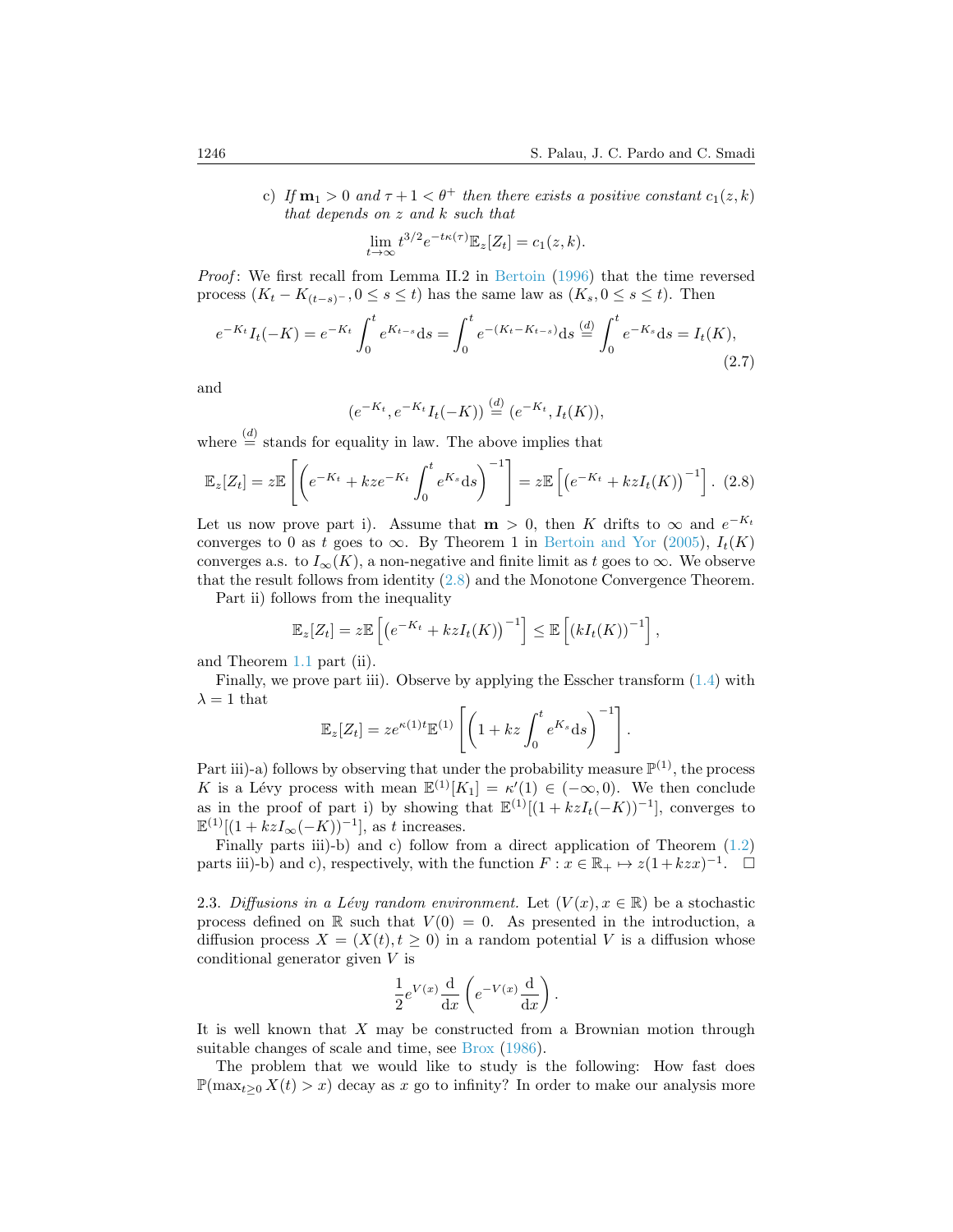c) *If* $\mathbf{m}_1 > 0$ *and* $\tau + 1 < \theta^+$ *then there exists a positive constant* $c_1(z,k)$ *that depends on* $z$ *and* $k$ *such that*

$$\lim_{t\to\infty} t^{3/2} e^{-t\kappa(\tau)} \mathbb{E}_z[Z_t] = c_1(z,k).$$

*Proof*: We first recall from Lemma II.2 in Bertoin (1996) that the time reversed process $(K_t - K_{(t-s)^-}, 0 \le s \le t)$ has the same law as $(K_s, 0 \le s \le t)$. Then

$$e^{-K_t} I_t(-K) = e^{-K_t} \int_0^t e^{K_{t-s}} \mathrm{d}s = \int_0^t e^{-(K_t - K_{t-s})} \mathrm{d}s \overset{(d)}{=} \int_0^t e^{-K_s} \mathrm{d}s = I_t(K), \tag{2.7}$$

and

$$(e^{-K_t}, e^{-K_t} I_t(-K)) \overset{(d)}{=} (e^{-K_t}, I_t(K)),$$

where $\overset{(d)}{=}$ stands for equality in law. The above implies that

$$\mathbb{E}_z[Z_t] = z\mathbb{E}\left[\left(e^{-K_t} + kze^{-K_t}\int_0^t e^{K_s}\mathrm{d}s\right)^{-1}\right] = z\mathbb{E}\left[\left(e^{-K_t} + kzI_t(K)\right)^{-1}\right]. \tag{2.8}$$

Let us now prove part i). Assume that $\mathbf{m} > 0$, then $K$ drifts to $\infty$ and $e^{-K_t}$ converges to 0 as $t$ goes to $\infty$. By Theorem 1 in Bertoin and Yor (2005), $I_t(K)$ converges a.s. to $I_\infty(K)$, a non-negative and finite limit as $t$ goes to $\infty$. We observe that the result follows from identity (2.8) and the Monotone Convergence Theorem.

Part ii) follows from the inequality

$$\mathbb{E}_z[Z_t] = z\mathbb{E}\left[\left(e^{-K_t} + kzI_t(K)\right)^{-1}\right] \le \mathbb{E}\left[\left(kI_t(K)\right)^{-1}\right],$$

and Theorem 1.1 part (ii).

Finally, we prove part iii). Observe by applying the Esscher transform (1.4) with $\lambda = 1$ that

$$\mathbb{E}_z[Z_t] = ze^{\kappa(1)t}\mathbb{E}^{(1)}\left[\left(1 + kz\int_0^t e^{K_s}\mathrm{d}s\right)^{-1}\right].$$

Part iii)-a) follows by observing that under the probability measure $\mathbb{P}^{(1)}$, the process $K$ is a Lévy process with mean $\mathbb{E}^{(1)}[K_1] = \kappa'(1) \in (-\infty, 0)$. We then conclude as in the proof of part i) by showing that $\mathbb{E}^{(1)}[(1 + kzI_t(-K))^{-1}]$, converges to $\mathbb{E}^{(1)}[(1 + kzI_\infty(-K))^{-1}]$, as $t$ increases.

Finally parts iii)-b) and c) follow from a direct application of Theorem (1.2) parts iii)-b) and c), respectively, with the function $F : x \in \mathbb{R}_+ \mapsto z(1 + kzx)^{-1}$. $\square$

2.3. *Diffusions in a Lévy random environment.* Let $(V(x), x \in \mathbb{R})$ be a stochastic process defined on $\mathbb{R}$ such that $V(0) = 0$. As presented in the introduction, a diffusion process $X = (X(t), t \ge 0)$ in a random potential $V$ is a diffusion whose conditional generator given $V$ is

$$\frac{1}{2}e^{V(x)}\frac{\mathrm{d}}{\mathrm{d}x}\left(e^{-V(x)}\frac{\mathrm{d}}{\mathrm{d}x}\right).$$

It is well known that $X$ may be constructed from a Brownian motion through suitable changes of scale and time, see Brox (1986).

The problem that we would like to study is the following: How fast does $\mathbb{P}(\max_{t\ge 0} X(t) > x)$ decay as $x$ go to infinity? In order to make our analysis more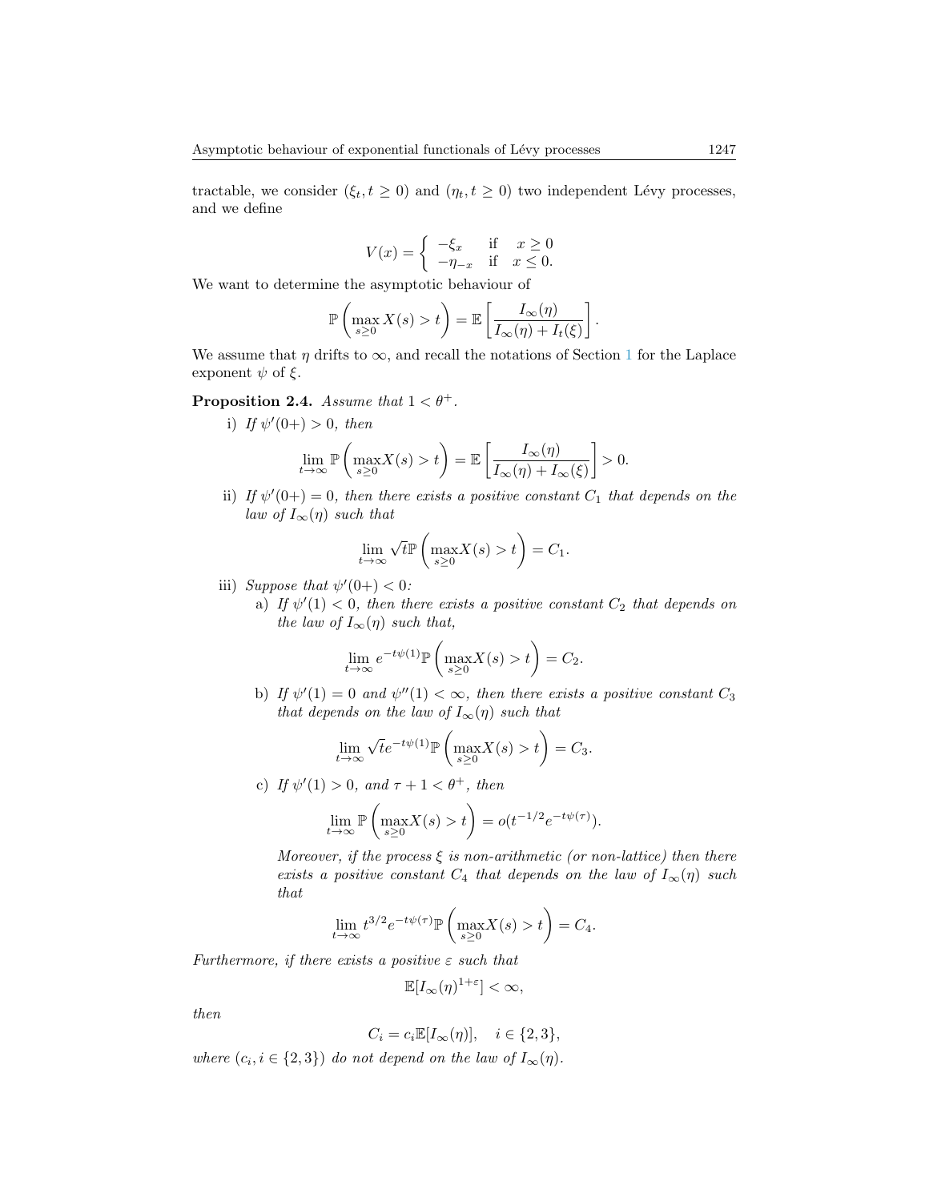tractable, we consider $(\xi_t, t \geq 0)$ and $(\eta_t, t \geq 0)$ two independent Lévy processes, and we define

$$
V(x) = \begin{cases} -\xi_x & \text{if} \quad x \geq 0 \\ -\eta_{-x} & \text{if} \quad x \leq 0. \end{cases}
$$

We want to determine the asymptotic behaviour of

$$
\mathbb{P}\left(\max_{s \geq 0} X(s) > t\right) = \mathbb{E}\left[\frac{I_\infty(\eta)}{I_\infty(\eta) + I_t(\xi)}\right].
$$

We assume that $\eta$ drifts to $\infty$, and recall the notations of Section 1 for the Laplace exponent $\psi$ of $\xi$.

**Proposition 2.4.** *Assume that $1 < \theta^+$.*

i) *If $\psi'(0+) > 0$, then*

$$
\lim_{t \to \infty} \mathbb{P}\left(\max_{s \geq 0} X(s) > t\right) = \mathbb{E}\left[\frac{I_\infty(\eta)}{I_\infty(\eta) + I_\infty(\xi)}\right] > 0.
$$

ii) *If $\psi'(0+) = 0$, then there exists a positive constant $C_1$ that depends on the law of $I_\infty(\eta)$ such that*

$$
\lim_{t \to \infty} \sqrt{t}\,\mathbb{P}\left(\max_{s \geq 0} X(s) > t\right) = C_1.
$$

iii) *Suppose that $\psi'(0+) < 0$:*

a) *If $\psi'(1) < 0$, then there exists a positive constant $C_2$ that depends on the law of $I_\infty(\eta)$ such that,*

$$
\lim_{t \to \infty} e^{-t\psi(1)}\mathbb{P}\left(\max_{s \geq 0} X(s) > t\right) = C_2.
$$

b) *If $\psi'(1) = 0$ and $\psi''(1) < \infty$, then there exists a positive constant $C_3$ that depends on the law of $I_\infty(\eta)$ such that*

$$
\lim_{t \to \infty} \sqrt{t}e^{-t\psi(1)}\mathbb{P}\left(\max_{s \geq 0} X(s) > t\right) = C_3.
$$

c) *If $\psi'(1) > 0$, and $\tau + 1 < \theta^+$, then*

$$
\lim_{t \to \infty} \mathbb{P}\left(\max_{s \geq 0} X(s) > t\right) = o(t^{-1/2}e^{-t\psi(\tau)}).
$$

*Moreover, if the process $\xi$ is non-arithmetic (or non-lattice) then there exists a positive constant $C_4$ that depends on the law of $I_\infty(\eta)$ such that*

$$
\lim_{t \to \infty} t^{3/2}e^{-t\psi(\tau)}\mathbb{P}\left(\max_{s \geq 0} X(s) > t\right) = C_4.
$$

*Furthermore, if there exists a positive $\varepsilon$ such that*

$$
\mathbb{E}[I_\infty(\eta)^{1+\varepsilon}] < \infty,
$$

*then*

$$
C_i = c_i \mathbb{E}[I_\infty(\eta)], \quad i \in \{2, 3\},
$$

*where $(c_i, i \in \{2, 3\})$ do not depend on the law of $I_\infty(\eta)$.*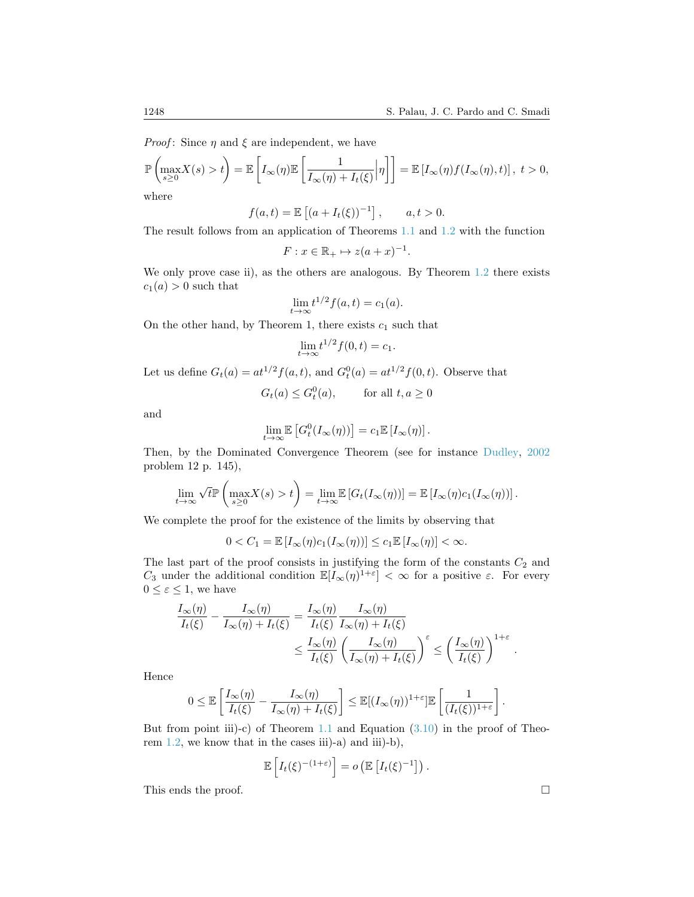*Proof*: Since $\eta$ and $\xi$ are independent, we have

$$\mathbb{P}\left(\max_{s\geq 0} X(s) > t\right) = \mathbb{E}\left[I_\infty(\eta)\mathbb{E}\left[\frac{1}{I_\infty(\eta)+I_t(\xi)}\Big|\eta\right]\right] = \mathbb{E}\left[I_\infty(\eta)f(I_\infty(\eta),t)\right],\ t>0,$$

where

$$f(a,t) = \mathbb{E}\left[(a+I_t(\xi))^{-1}\right], \qquad a,t>0.$$

The result follows from an application of Theorems 1.1 and 1.2 with the function

$$F : x \in \mathbb{R}_+ \mapsto z(a+x)^{-1}.$$

We only prove case ii), as the others are analogous. By Theorem 1.2 there exists $c_1(a) > 0$ such that

$$\lim_{t\to\infty} t^{1/2} f(a,t) = c_1(a).$$

On the other hand, by Theorem 1, there exists $c_1$ such that

$$\lim_{t\to\infty} t^{1/2} f(0,t) = c_1.$$

Let us define $G_t(a) = at^{1/2}f(a,t)$, and $G_t^0(a) = at^{1/2}f(0,t)$. Observe that

$$G_t(a) \leq G_t^0(a), \qquad \text{for all } t,a\geq 0$$

and

$$\lim_{t\to\infty}\mathbb{E}\left[G_t^0(I_\infty(\eta))\right] = c_1\mathbb{E}\left[I_\infty(\eta)\right].$$

Then, by the Dominated Convergence Theorem (see for instance Dudley, 2002 problem 12 p. 145),

$$\lim_{t\to\infty}\sqrt{t}\,\mathbb{P}\left(\max_{s\geq 0} X(s) > t\right) = \lim_{t\to\infty}\mathbb{E}\left[G_t(I_\infty(\eta))\right] = \mathbb{E}\left[I_\infty(\eta)c_1(I_\infty(\eta))\right].$$

We complete the proof for the existence of the limits by observing that

$$0 < C_1 = \mathbb{E}\left[I_\infty(\eta)c_1(I_\infty(\eta))\right] \leq c_1\mathbb{E}\left[I_\infty(\eta)\right] < \infty.$$

The last part of the proof consists in justifying the form of the constants $C_2$ and $C_3$ under the additional condition $\mathbb{E}[I_\infty(\eta)^{1+\varepsilon}] < \infty$ for a positive $\varepsilon$. For every $0\leq\varepsilon\leq 1$, we have

$$\begin{aligned}\frac{I_\infty(\eta)}{I_t(\xi)} - \frac{I_\infty(\eta)}{I_\infty(\eta)+I_t(\xi)} &= \frac{I_\infty(\eta)}{I_t(\xi)}\frac{I_\infty(\eta)}{I_\infty(\eta)+I_t(\xi)} \\ &\leq \frac{I_\infty(\eta)}{I_t(\xi)}\left(\frac{I_\infty(\eta)}{I_\infty(\eta)+I_t(\xi)}\right)^{\varepsilon} \leq \left(\frac{I_\infty(\eta)}{I_t(\xi)}\right)^{1+\varepsilon}.\end{aligned}$$

Hence

$$0 \leq \mathbb{E}\left[\frac{I_\infty(\eta)}{I_t(\xi)} - \frac{I_\infty(\eta)}{I_\infty(\eta)+I_t(\xi)}\right] \leq \mathbb{E}[(I_\infty(\eta))^{1+\varepsilon}]\mathbb{E}\left[\frac{1}{(I_t(\xi))^{1+\varepsilon}}\right].$$

But from point iii)-c) of Theorem 1.1 and Equation (3.10) in the proof of Theorem 1.2, we know that in the cases iii)-a) and iii)-b),

$$\mathbb{E}\left[I_t(\xi)^{-(1+\varepsilon)}\right] = o\left(\mathbb{E}\left[I_t(\xi)^{-1}\right]\right).$$

This ends the proof. $\square$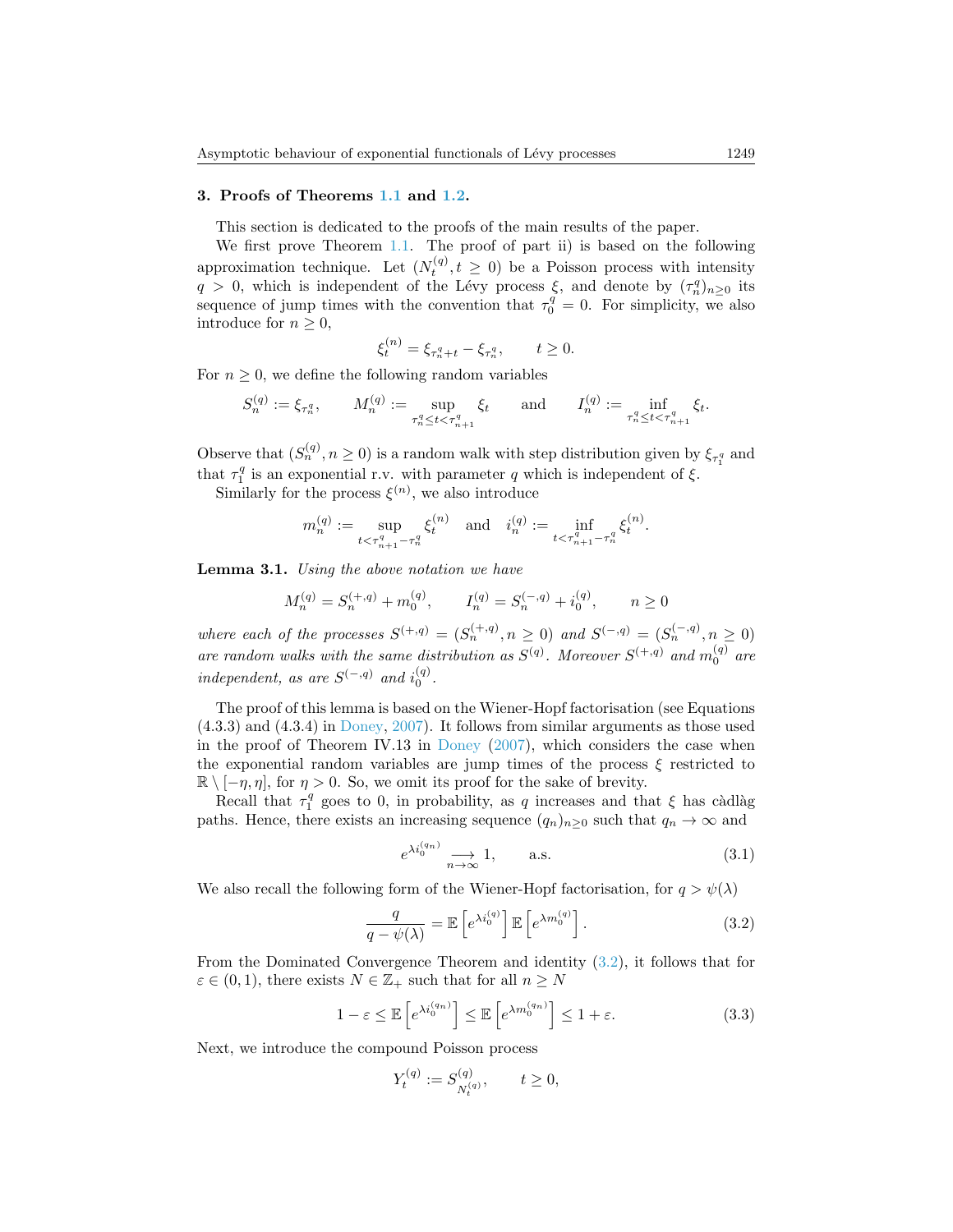## 3. Proofs of Theorems 1.1 and 1.2.

This section is dedicated to the proofs of the main results of the paper.

We first prove Theorem 1.1. The proof of part ii) is based on the following approximation technique. Let $(N_t^{(q)}, t \geq 0)$ be a Poisson process with intensity $q > 0$, which is independent of the Lévy process $\xi$, and denote by $(\tau_n^q)_{n\geq 0}$ its sequence of jump times with the convention that $\tau_0^q = 0$. For simplicity, we also introduce for $n \geq 0$,

$$\xi_t^{(n)} = \xi_{\tau_n^q + t} - \xi_{\tau_n^q}, \qquad t \geq 0.$$

For $n \geq 0$, we define the following random variables

$$S_n^{(q)} := \xi_{\tau_n^q}, \qquad M_n^{(q)} := \sup_{\tau_n^q \leq t < \tau_{n+1}^q} \xi_t \qquad \text{and} \qquad I_n^{(q)} := \inf_{\tau_n^q \leq t < \tau_{n+1}^q} \xi_t.$$

Observe that $(S_n^{(q)}, n \geq 0)$ is a random walk with step distribution given by $\xi_{\tau_1^q}$ and that $\tau_1^q$ is an exponential r.v. with parameter $q$ which is independent of $\xi$.

Similarly for the process $\xi^{(n)}$, we also introduce

$$m_n^{(q)} := \sup_{t < \tau_{n+1}^q - \tau_n^q} \xi_t^{(n)} \quad \text{and} \quad i_n^{(q)} := \inf_{t < \tau_{n+1}^q - \tau_n^q} \xi_t^{(n)}.$$

**Lemma 3.1.** *Using the above notation we have*

$$M_n^{(q)} = S_n^{(+,q)} + m_0^{(q)}, \qquad I_n^{(q)} = S_n^{(-,q)} + i_0^{(q)}, \qquad n \geq 0$$

*where each of the processes $S^{(+,q)} = (S_n^{(+,q)}, n \geq 0)$ and $S^{(-,q)} = (S_n^{(-,q)}, n \geq 0)$ are random walks with the same distribution as $S^{(q)}$. Moreover $S^{(+,q)}$ and $m_0^{(q)}$ are independent, as are $S^{(-,q)}$ and $i_0^{(q)}$.*

The proof of this lemma is based on the Wiener-Hopf factorisation (see Equations (4.3.3) and (4.3.4) in Doney, 2007). It follows from similar arguments as those used in the proof of Theorem IV.13 in Doney (2007), which considers the case when the exponential random variables are jump times of the process $\xi$ restricted to $\mathbb{R} \setminus [-\eta, \eta]$, for $\eta > 0$. So, we omit its proof for the sake of brevity.

Recall that $\tau_1^q$ goes to 0, in probability, as $q$ increases and that $\xi$ has càdlàg paths. Hence, there exists an increasing sequence $(q_n)_{n\geq 0}$ such that $q_n \to \infty$ and

$$e^{\lambda i_0^{(q_n)}} \underset{n\to\infty}{\longrightarrow} 1, \qquad \text{a.s.} \tag{3.1}$$

We also recall the following form of the Wiener-Hopf factorisation, for $q > \psi(\lambda)$

$$\frac{q}{q - \psi(\lambda)} = \mathbb{E}\left[e^{\lambda i_0^{(q)}}\right] \mathbb{E}\left[e^{\lambda m_0^{(q)}}\right]. \tag{3.2}$$

From the Dominated Convergence Theorem and identity (3.2), it follows that for $\varepsilon \in (0, 1)$, there exists $N \in \mathbb{Z}_+$ such that for all $n \geq N$

$$1 - \varepsilon \leq \mathbb{E}\left[e^{\lambda i_0^{(q_n)}}\right] \leq \mathbb{E}\left[e^{\lambda m_0^{(q_n)}}\right] \leq 1 + \varepsilon. \tag{3.3}$$

Next, we introduce the compound Poisson process

$$Y_t^{(q)} := S_{N_t^{(q)}}^{(q)}, \qquad t \geq 0,$$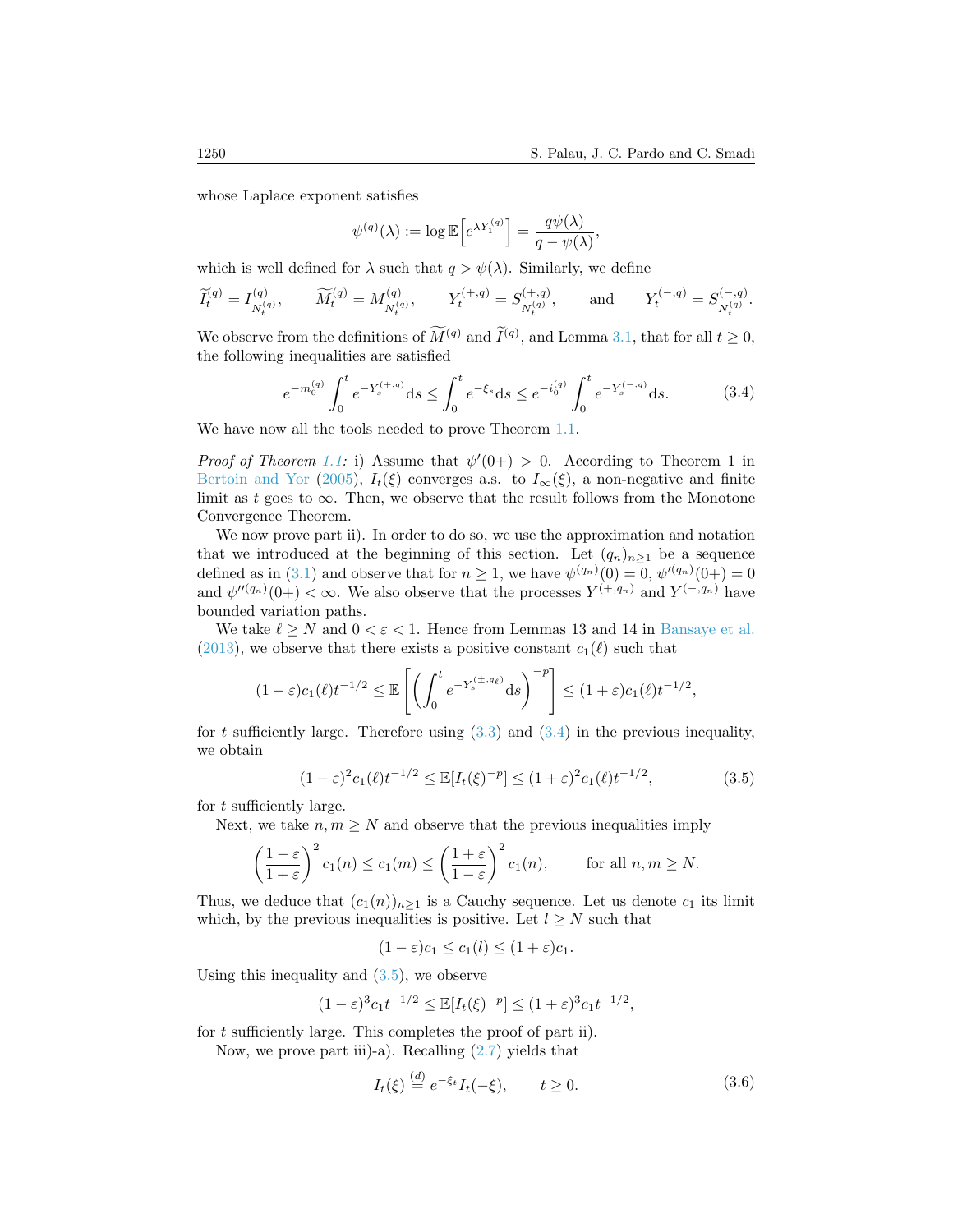whose Laplace exponent satisfies

$$\psi^{(q)}(\lambda) := \log \mathbb{E}\Big[e^{\lambda Y_1^{(q)}}\Big] = \frac{q\psi(\lambda)}{q-\psi(\lambda)},$$

which is well defined for $\lambda$ such that $q > \psi(\lambda)$. Similarly, we define

$$\widetilde{I}_t^{(q)} = I^{(q)}_{N_t^{(q)}}, \qquad \widetilde{M}_t^{(q)} = M^{(q)}_{N_t^{(q)}}, \qquad Y_t^{(+,q)} = S^{(+,q)}_{N_t^{(q)}}, \qquad \text{and} \qquad Y_t^{(-,q)} = S^{(-,q)}_{N_t^{(q)}}.$$

We observe from the definitions of $\widetilde{M}^{(q)}$ and $\widetilde{I}^{(q)}$, and Lemma 3.1, that for all $t \geq 0$, the following inequalities are satisfied

$$e^{-m_0^{(q)}} \int_0^t e^{-Y_s^{(+,q)}} \mathrm{d}s \leq \int_0^t e^{-\xi_s} \mathrm{d}s \leq e^{-i_0^{(q)}} \int_0^t e^{-Y_s^{(-,q)}} \mathrm{d}s. \tag{3.4}$$

We have now all the tools needed to prove Theorem 1.1.

*Proof of Theorem 1.1:* i) Assume that $\psi'(0+) > 0$. According to Theorem 1 in Bertoin and Yor (2005), $I_t(\xi)$ converges a.s. to $I_\infty(\xi)$, a non-negative and finite limit as $t$ goes to $\infty$. Then, we observe that the result follows from the Monotone Convergence Theorem.

We now prove part ii). In order to do so, we use the approximation and notation that we introduced at the beginning of this section. Let $(q_n)_{n\geq 1}$ be a sequence defined as in (3.1) and observe that for $n \geq 1$, we have $\psi^{(q_n)}(0) = 0$, $\psi'^{(q_n)}(0+) = 0$ and $\psi''^{(q_n)}(0+) < \infty$. We also observe that the processes $Y^{(+,q_n)}$ and $Y^{(-,q_n)}$ have bounded variation paths.

We take $\ell \geq N$ and $0 < \varepsilon < 1$. Hence from Lemmas 13 and 14 in Bansaye et al. (2013), we observe that there exists a positive constant $c_1(\ell)$ such that

$$(1-\varepsilon)c_1(\ell)t^{-1/2} \leq \mathbb{E}\left[\left(\int_0^t e^{-Y_s^{(\pm,q_\ell)}} \mathrm{d}s\right)^{-p}\right] \leq (1+\varepsilon)c_1(\ell)t^{-1/2},$$

for $t$ sufficiently large. Therefore using (3.3) and (3.4) in the previous inequality, we obtain

$$(1-\varepsilon)^2 c_1(\ell)t^{-1/2} \leq \mathbb{E}[I_t(\xi)^{-p}] \leq (1+\varepsilon)^2 c_1(\ell)t^{-1/2}, \tag{3.5}$$

for $t$ sufficiently large.

Next, we take $n, m \geq N$ and observe that the previous inequalities imply

$$\left(\frac{1-\varepsilon}{1+\varepsilon}\right)^2 c_1(n) \leq c_1(m) \leq \left(\frac{1+\varepsilon}{1-\varepsilon}\right)^2 c_1(n), \qquad \text{for all } n, m \geq N.$$

Thus, we deduce that $(c_1(n))_{n\geq 1}$ is a Cauchy sequence. Let us denote $c_1$ its limit which, by the previous inequalities is positive. Let $l \geq N$ such that

$$(1-\varepsilon)c_1 \leq c_1(l) \leq (1+\varepsilon)c_1.$$

Using this inequality and (3.5), we observe

$$(1-\varepsilon)^3 c_1 t^{-1/2} \leq \mathbb{E}[I_t(\xi)^{-p}] \leq (1+\varepsilon)^3 c_1 t^{-1/2},$$

for $t$ sufficiently large. This completes the proof of part ii).

Now, we prove part iii)-a). Recalling (2.7) yields that

$$I_t(\xi) \overset{(d)}{=} e^{-\xi_t} I_t(-\xi), \qquad t \geq 0. \tag{3.6}$$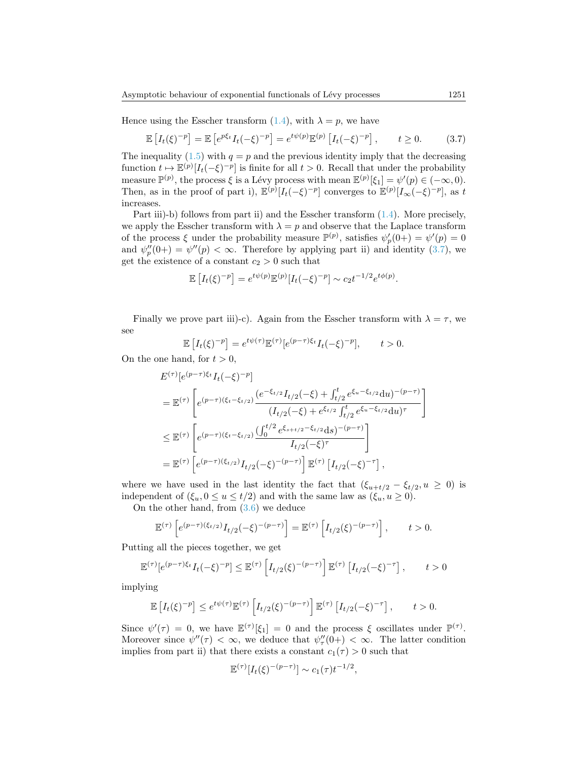Hence using the Esscher transform (1.4), with $\lambda = p$, we have

$$\mathbb{E}\left[I_t(\xi)^{-p}\right] = \mathbb{E}\left[e^{p\xi_t} I_t(-\xi)^{-p}\right] = e^{t\psi(p)} \mathbb{E}^{(p)}\left[I_t(-\xi)^{-p}\right], \qquad t \geq 0. \tag{3.7}$$

The inequality (1.5) with $q = p$ and the previous identity imply that the decreasing function $t \mapsto \mathbb{E}^{(p)}[I_t(-\xi)^{-p}]$ is finite for all $t > 0$. Recall that under the probability measure $\mathbb{P}^{(p)}$, the process $\xi$ is a Lévy process with mean $\mathbb{E}^{(p)}[\xi_1] = \psi'(p) \in (-\infty, 0)$. Then, as in the proof of part i), $\mathbb{E}^{(p)}[I_t(-\xi)^{-p}]$ converges to $\mathbb{E}^{(p)}[I_\infty(-\xi)^{-p}]$, as $t$ increases.

Part iii)-b) follows from part ii) and the Esscher transform (1.4). More precisely, we apply the Esscher transform with $\lambda = p$ and observe that the Laplace transform of the process $\xi$ under the probability measure $\mathbb{P}^{(p)}$, satisfies $\psi_p'(0+) = \psi'(p) = 0$ and $\psi_p''(0+) = \psi''(p) < \infty$. Therefore by applying part ii) and identity (3.7), we get the existence of a constant $c_2 > 0$ such that

$$\mathbb{E}\left[I_t(\xi)^{-p}\right] = e^{t\psi(p)} \mathbb{E}^{(p)}[I_t(-\xi)^{-p}] \sim c_2 t^{-1/2} e^{t\phi(p)}.$$

Finally we prove part iii)-c). Again from the Esscher transform with $\lambda = \tau$, we see

$$\mathbb{E}\left[I_t(\xi)^{-p}\right] = e^{t\psi(\tau)} \mathbb{E}^{(\tau)}[e^{(p-\tau)\xi_t} I_t(-\xi)^{-p}], \qquad t > 0.$$

On the one hand, for $t > 0$,

$$\begin{aligned}
&E^{(\tau)}[e^{(p-\tau)\xi_t} I_t(-\xi)^{-p}] \\
&= \mathbb{E}^{(\tau)}\left[e^{(p-\tau)(\xi_t - \xi_{t/2})} \frac{(e^{-\xi_{t/2}} I_{t/2}(-\xi) + \int_{t/2}^t e^{\xi_u - \xi_{t/2}} \mathrm{d}u)^{-(p-\tau)}}{(I_{t/2}(-\xi) + e^{\xi_{t/2}} \int_{t/2}^t e^{\xi_u - \xi_{t/2}} \mathrm{d}u)^{\tau}}\right] \\
&\leq \mathbb{E}^{(\tau)}\left[e^{(p-\tau)(\xi_t - \xi_{t/2})} \frac{(\int_0^{t/2} e^{\xi_{s+t/2} - \xi_{t/2}} \mathrm{d}s)^{-(p-\tau)}}{I_{t/2}(-\xi)^{\tau}}\right] \\
&= \mathbb{E}^{(\tau)}\left[e^{(p-\tau)(\xi_{t/2})} I_{t/2}(-\xi)^{-(p-\tau)}\right] \mathbb{E}^{(\tau)}\left[I_{t/2}(-\xi)^{-\tau}\right],
\end{aligned}$$

where we have used in the last identity the fact that $(\xi_{u+t/2} - \xi_{t/2}, u \geq 0)$ is independent of $(\xi_u, 0 \leq u \leq t/2)$ and with the same law as $(\xi_u, u \geq 0)$.

On the other hand, from (3.6) we deduce

$$\mathbb{E}^{(\tau)}\left[e^{(p-\tau)(\xi_{t/2})} I_{t/2}(-\xi)^{-(p-\tau)}\right] = \mathbb{E}^{(\tau)}\left[I_{t/2}(\xi)^{-(p-\tau)}\right], \qquad t > 0.$$

Putting all the pieces together, we get

$$\mathbb{E}^{(\tau)}[e^{(p-\tau)\xi_t} I_t(-\xi)^{-p}] \leq \mathbb{E}^{(\tau)}\left[I_{t/2}(\xi)^{-(p-\tau)}\right] \mathbb{E}^{(\tau)}\left[I_{t/2}(-\xi)^{-\tau}\right], \qquad t > 0$$

implying

$$\mathbb{E}\left[I_t(\xi)^{-p}\right] \leq e^{t\psi(\tau)} \mathbb{E}^{(\tau)}\left[I_{t/2}(\xi)^{-(p-\tau)}\right] \mathbb{E}^{(\tau)}\left[I_{t/2}(-\xi)^{-\tau}\right], \qquad t > 0.$$

Since $\psi'(\tau) = 0$, we have $\mathbb{E}^{(\tau)}[\xi_1] = 0$ and the process $\xi$ oscillates under $\mathbb{P}^{(\tau)}$. Moreover since $\psi''(\tau) < \infty$, we deduce that $\psi_\tau''(0+) < \infty$. The latter condition implies from part ii) that there exists a constant $c_1(\tau) > 0$ such that

$$\mathbb{E}^{(\tau)}[I_t(\xi)^{-(p-\tau)}] \sim c_1(\tau) t^{-1/2},$$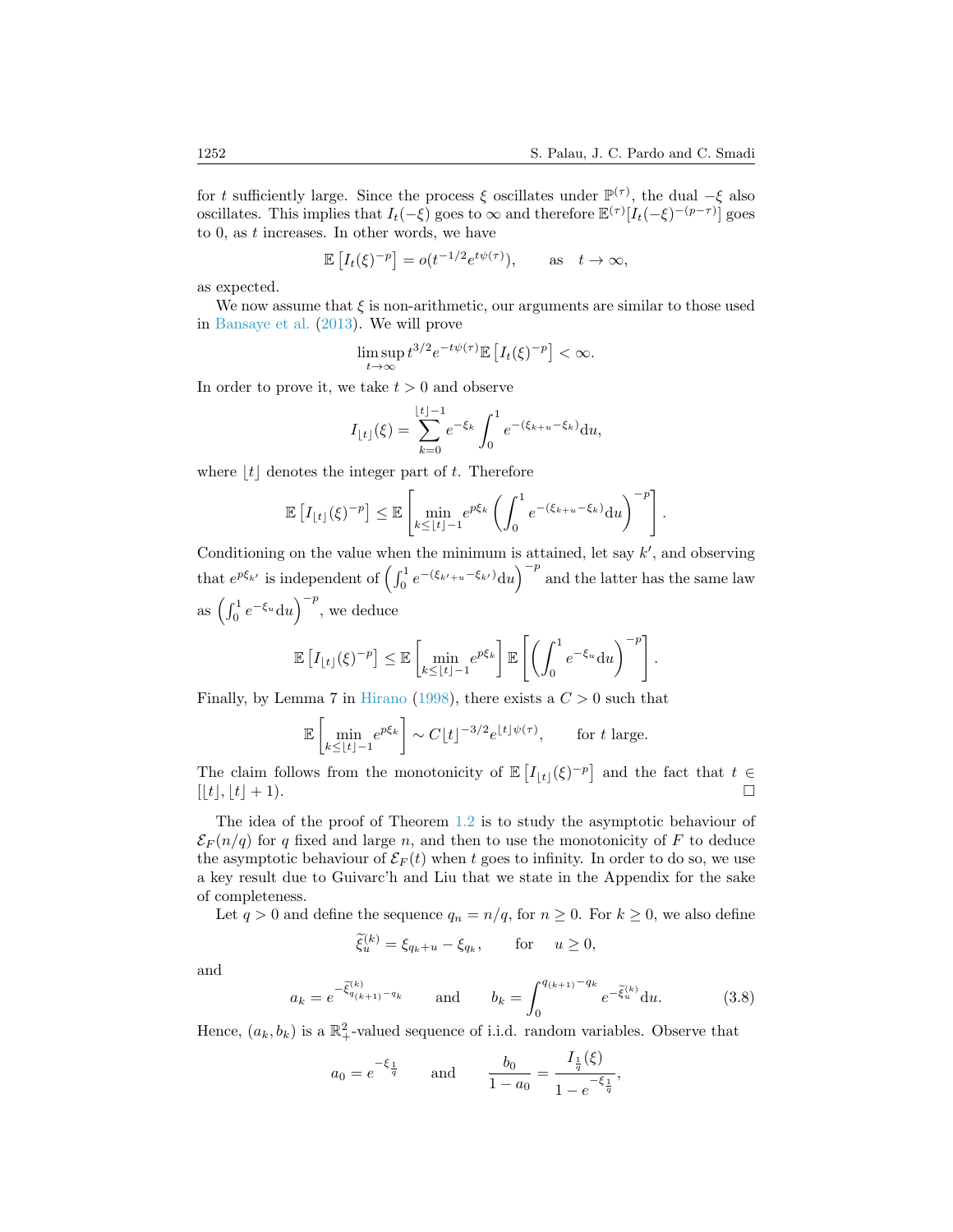for $t$ sufficiently large. Since the process $\xi$ oscillates under $\mathbb{P}^{(\tau)}$, the dual $-\xi$ also oscillates. This implies that $I_t(-\xi)$ goes to $\infty$ and therefore $\mathbb{E}^{(\tau)}[I_t(-\xi)^{-(p-\tau)}]$ goes to 0, as $t$ increases. In other words, we have

$$\mathbb{E}\left[I_t(\xi)^{-p}\right] = o(t^{-1/2}e^{t\psi(\tau)}), \qquad \text{as} \quad t \to \infty,$$

as expected.

We now assume that $\xi$ is non-arithmetic, our arguments are similar to those used in Bansaye et al. (2013). We will prove

$$\limsup_{t\to\infty} t^{3/2} e^{-t\psi(\tau)} \mathbb{E}\left[I_t(\xi)^{-p}\right] < \infty.$$

In order to prove it, we take $t > 0$ and observe

$$I_{\lfloor t \rfloor}(\xi) = \sum_{k=0}^{\lfloor t \rfloor -1} e^{-\xi_k} \int_0^1 e^{-(\xi_{k+u}-\xi_k)} \mathrm{d}u,$$

where $\lfloor t \rfloor$ denotes the integer part of $t$. Therefore

$$\mathbb{E}\left[I_{\lfloor t \rfloor}(\xi)^{-p}\right] \le \mathbb{E}\left[\min_{k \le \lfloor t \rfloor -1} e^{p\xi_k} \left(\int_0^1 e^{-(\xi_{k+u}-\xi_k)} \mathrm{d}u\right)^{-p}\right].$$

Conditioning on the value when the minimum is attained, let say $k'$, and observing that $e^{p\xi_{k'}}$ is independent of $\left(\int_0^1 e^{-(\xi_{k'+u}-\xi_{k'})}\mathrm{d}u\right)^{-p}$ and the latter has the same law as $\left(\int_0^1 e^{-\xi_u}\mathrm{d}u\right)^{-p}$, we deduce

$$\mathbb{E}\left[I_{\lfloor t \rfloor}(\xi)^{-p}\right] \le \mathbb{E}\left[\min_{k \le \lfloor t \rfloor -1} e^{p\xi_k}\right] \mathbb{E}\left[\left(\int_0^1 e^{-\xi_u}\mathrm{d}u\right)^{-p}\right].$$

Finally, by Lemma 7 in Hirano (1998), there exists a $C > 0$ such that

$$\mathbb{E}\left[\min_{k \le \lfloor t \rfloor -1} e^{p\xi_k}\right] \sim C\lfloor t \rfloor^{-3/2} e^{\lfloor t \rfloor \psi(\tau)}, \qquad \text{for } t \text{ large}.$$

The claim follows from the monotonicity of $\mathbb{E}\left[I_{\lfloor t \rfloor}(\xi)^{-p}\right]$ and the fact that $t \in [\lfloor t \rfloor, \lfloor t \rfloor + 1)$. $\square$

The idea of the proof of Theorem 1.2 is to study the asymptotic behaviour of $\mathcal{E}_F(n/q)$ for $q$ fixed and large $n$, and then to use the monotonicity of $F$ to deduce the asymptotic behaviour of $\mathcal{E}_F(t)$ when $t$ goes to infinity. In order to do so, we use a key result due to Guivarc'h and Liu that we state in the Appendix for the sake of completeness.

Let $q > 0$ and define the sequence $q_n = n/q$, for $n \ge 0$. For $k \ge 0$, we also define

$$\widetilde{\xi}^{(k)}_u = \xi_{q_k+u} - \xi_{q_k}, \qquad \text{for} \quad u \ge 0,$$

and

$$a_k = e^{-\widetilde{\xi}^{(k)}_{q_{(k+1)}-q_k}} \qquad \text{and} \qquad b_k = \int_0^{q_{(k+1)}-q_k} e^{-\widetilde{\xi}^{(k)}_u}\mathrm{d}u. \tag{3.8}$$

Hence, $(a_k, b_k)$ is a $\mathbb{R}^2_+$-valued sequence of i.i.d. random variables. Observe that

$$a_0 = e^{-\xi_{\frac{1}{q}}} \qquad \text{and} \qquad \frac{b_0}{1-a_0} = \frac{I_{\frac{1}{q}}(\xi)}{1-e^{-\xi_{\frac{1}{q}}}},$$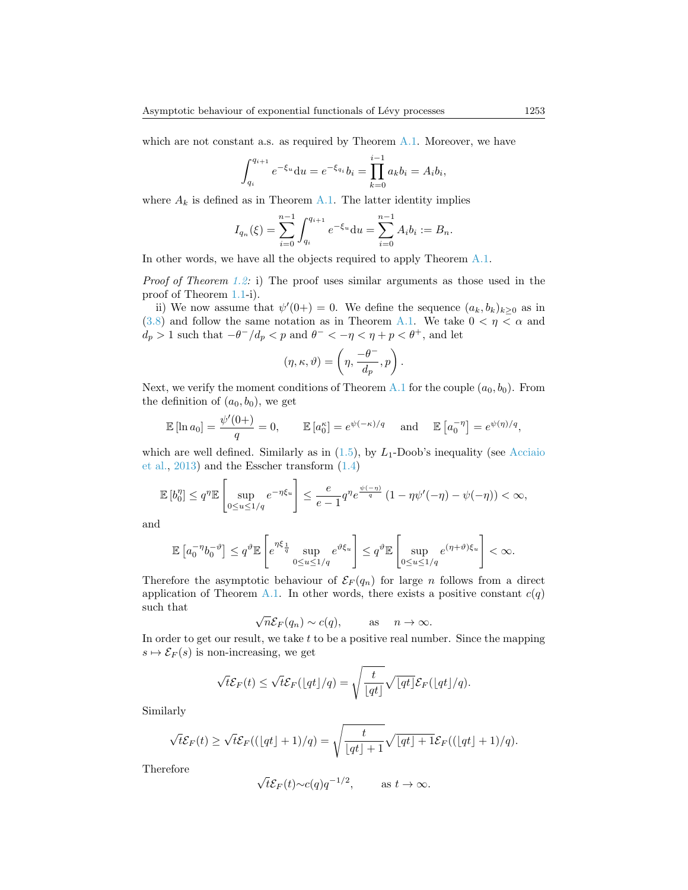which are not constant a.s. as required by Theorem A.1. Moreover, we have

$$\int_{q_i}^{q_{i+1}} e^{-\xi_u} \mathrm{d}u = e^{-\xi_{q_i}} b_i = \prod_{k=0}^{i-1} a_k b_i = A_i b_i,$$

where $A_k$ is defined as in Theorem A.1. The latter identity implies

$$I_{q_n}(\xi) = \sum_{i=0}^{n-1} \int_{q_i}^{q_{i+1}} e^{-\xi_u} \mathrm{d}u = \sum_{i=0}^{n-1} A_i b_i := B_n.$$

In other words, we have all the objects required to apply Theorem A.1.

*Proof of Theorem 1.2:* i) The proof uses similar arguments as those used in the proof of Theorem 1.1-i).

ii) We now assume that $\psi'(0+) = 0$. We define the sequence $(a_k, b_k)_{k\geq 0}$ as in (3.8) and follow the same notation as in Theorem A.1. We take $0 < \eta < \alpha$ and $d_p > 1$ such that $-\theta^-/d_p < p$ and $\theta^- < -\eta < \eta + p < \theta^+$, and let

$$(\eta, \kappa, \vartheta) = \left(\eta, \frac{-\theta^-}{d_p}, p\right).$$

Next, we verify the moment conditions of Theorem A.1 for the couple $(a_0, b_0)$. From the definition of $(a_0, b_0)$, we get

$$\mathbb{E}\left[\ln a_0\right] = \frac{\psi'(0+)}{q} = 0, \qquad \mathbb{E}\left[a_0^{\kappa}\right] = e^{\psi(-\kappa)/q} \quad \text{ and } \quad \mathbb{E}\left[a_0^{-\eta}\right] = e^{\psi(\eta)/q},$$

which are well defined. Similarly as in (1.5), by $L_1$-Doob's inequality (see Acciaio et al., 2013) and the Esscher transform (1.4)

$$\mathbb{E}\left[b_0^{\eta}\right] \leq q^{\eta} \mathbb{E}\left[\sup_{0\leq u\leq 1/q} e^{-\eta\xi_u}\right] \leq \frac{e}{e-1} q^{\eta} e^{\frac{\psi(-\eta)}{q}} \left(1 - \eta\psi'(-\eta) - \psi(-\eta)\right) < \infty,$$

and

$$\mathbb{E}\left[a_0^{-\eta} b_0^{-\vartheta}\right] \leq q^{\vartheta} \mathbb{E}\left[e^{\eta \xi_{\frac{1}{q}}} \sup_{0\leq u\leq 1/q} e^{\vartheta\xi_u}\right] \leq q^{\vartheta} \mathbb{E}\left[\sup_{0\leq u\leq 1/q} e^{(\eta+\vartheta)\xi_u}\right] < \infty.$$

Therefore the asymptotic behaviour of $\mathcal{E}_F(q_n)$ for large $n$ follows from a direct application of Theorem A.1. In other words, there exists a positive constant $c(q)$ such that

$$\sqrt{n}\mathcal{E}_F(q_n) \sim c(q), \qquad \text{as} \quad n \to \infty.$$

In order to get our result, we take $t$ to be a positive real number. Since the mapping $s \mapsto \mathcal{E}_F(s)$ is non-increasing, we get

$$\sqrt{t}\mathcal{E}_F(t) \leq \sqrt{t}\mathcal{E}_F(\lfloor qt\rfloor/q) = \sqrt{\frac{t}{\lfloor qt\rfloor}}\sqrt{\lfloor qt\rfloor}\mathcal{E}_F(\lfloor qt\rfloor/q).$$

Similarly

$$\sqrt{t}\mathcal{E}_F(t) \geq \sqrt{t}\mathcal{E}_F((\lfloor qt\rfloor+1)/q) = \sqrt{\frac{t}{\lfloor qt\rfloor+1}}\sqrt{\lfloor qt\rfloor+1}\mathcal{E}_F((\lfloor qt\rfloor+1)/q).$$

Therefore

$$\sqrt{t}\mathcal{E}_F(t) \sim c(q) q^{-1/2}, \qquad \text{as } t \to \infty.$$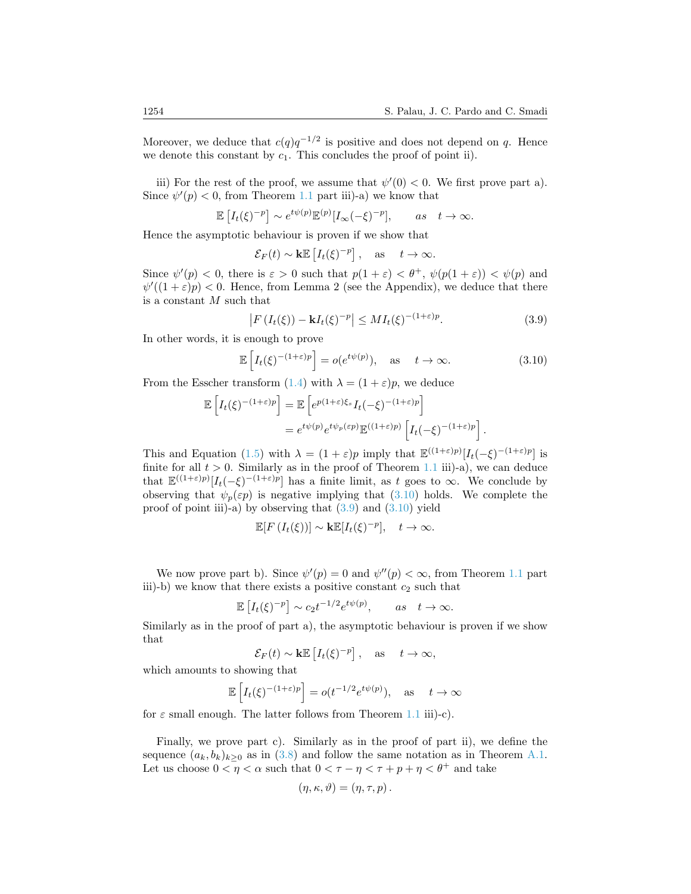Moreover, we deduce that $c(q)q^{-1/2}$ is positive and does not depend on $q$. Hence we denote this constant by $c_1$. This concludes the proof of point ii).

iii) For the rest of the proof, we assume that $\psi'(0) < 0$. We first prove part a). Since $\psi'(p) < 0$, from Theorem 1.1 part iii)-a) we know that

$$\mathbb{E}\left[I_t(\xi)^{-p}\right] \sim e^{t\psi(p)}\mathbb{E}^{(p)}[I_\infty(-\xi)^{-p}], \qquad as \quad t \to \infty.$$

Hence the asymptotic behaviour is proven if we show that

$$\mathcal{E}_F(t) \sim \mathbf{k}\mathbb{E}\left[I_t(\xi)^{-p}\right], \quad \text{as} \quad t \to \infty.$$

Since $\psi'(p) < 0$, there is $\varepsilon > 0$ such that $p(1+\varepsilon) < \theta^+$, $\psi(p(1+\varepsilon)) < \psi(p)$ and $\psi'((1+\varepsilon)p) < 0$. Hence, from Lemma 2 (see the Appendix), we deduce that there is a constant $M$ such that

$$\left|F\left(I_t(\xi)\right) - \mathbf{k}I_t(\xi)^{-p}\right| \leq MI_t(\xi)^{-(1+\varepsilon)p}. \tag{3.9}$$

In other words, it is enough to prove

$$\mathbb{E}\left[I_t(\xi)^{-(1+\varepsilon)p}\right] = o(e^{t\psi(p)}), \quad \text{as} \quad t \to \infty. \tag{3.10}$$

From the Esscher transform (1.4) with $\lambda = (1+\varepsilon)p$, we deduce

$$\begin{aligned}
\mathbb{E}\left[I_t(\xi)^{-(1+\varepsilon)p}\right] &= \mathbb{E}\left[e^{p(1+\varepsilon)\xi_s}I_t(-\xi)^{-(1+\varepsilon)p}\right] \\
&= e^{t\psi(p)}e^{t\psi_p(\varepsilon p)}\mathbb{E}^{((1+\varepsilon)p)}\left[I_t(-\xi)^{-(1+\varepsilon)p}\right].
\end{aligned}$$

This and Equation (1.5) with $\lambda = (1+\varepsilon)p$ imply that $\mathbb{E}^{((1+\varepsilon)p)}[I_t(-\xi)^{-(1+\varepsilon)p}]$ is finite for all $t > 0$. Similarly as in the proof of Theorem 1.1 iii)-a), we can deduce that $\mathbb{E}^{((1+\varepsilon)p)}[I_t(-\xi)^{-(1+\varepsilon)p}]$ has a finite limit, as $t$ goes to $\infty$. We conclude by observing that $\psi_p(\varepsilon p)$ is negative implying that (3.10) holds. We complete the proof of point iii)-a) by observing that (3.9) and (3.10) yield

$$\mathbb{E}[F\left(I_t(\xi)\right)] \sim \mathbf{k}\mathbb{E}[I_t(\xi)^{-p}], \quad t \to \infty.$$

We now prove part b). Since $\psi'(p) = 0$ and $\psi''(p) < \infty$, from Theorem 1.1 part iii)-b) we know that there exists a positive constant $c_2$ such that

$$\mathbb{E}\left[I_t(\xi)^{-p}\right] \sim c_2 t^{-1/2}e^{t\psi(p)}, \qquad as \quad t \to \infty.$$

Similarly as in the proof of part a), the asymptotic behaviour is proven if we show that

$$\mathcal{E}_F(t) \sim \mathbf{k}\mathbb{E}\left[I_t(\xi)^{-p}\right], \quad \text{as} \quad t \to \infty,$$

which amounts to showing that

$$\mathbb{E}\left[I_t(\xi)^{-(1+\varepsilon)p}\right] = o(t^{-1/2}e^{t\psi(p)}), \quad \text{as} \quad t \to \infty$$

for $\varepsilon$ small enough. The latter follows from Theorem 1.1 iii)-c).

Finally, we prove part c). Similarly as in the proof of part ii), we define the sequence $(a_k, b_k)_{k\geq 0}$ as in (3.8) and follow the same notation as in Theorem A.1. Let us choose $0 < \eta < \alpha$ such that $0 < \tau - \eta < \tau + p + \eta < \theta^+$ and take

$$(\eta, \kappa, \vartheta) = (\eta, \tau, p).$$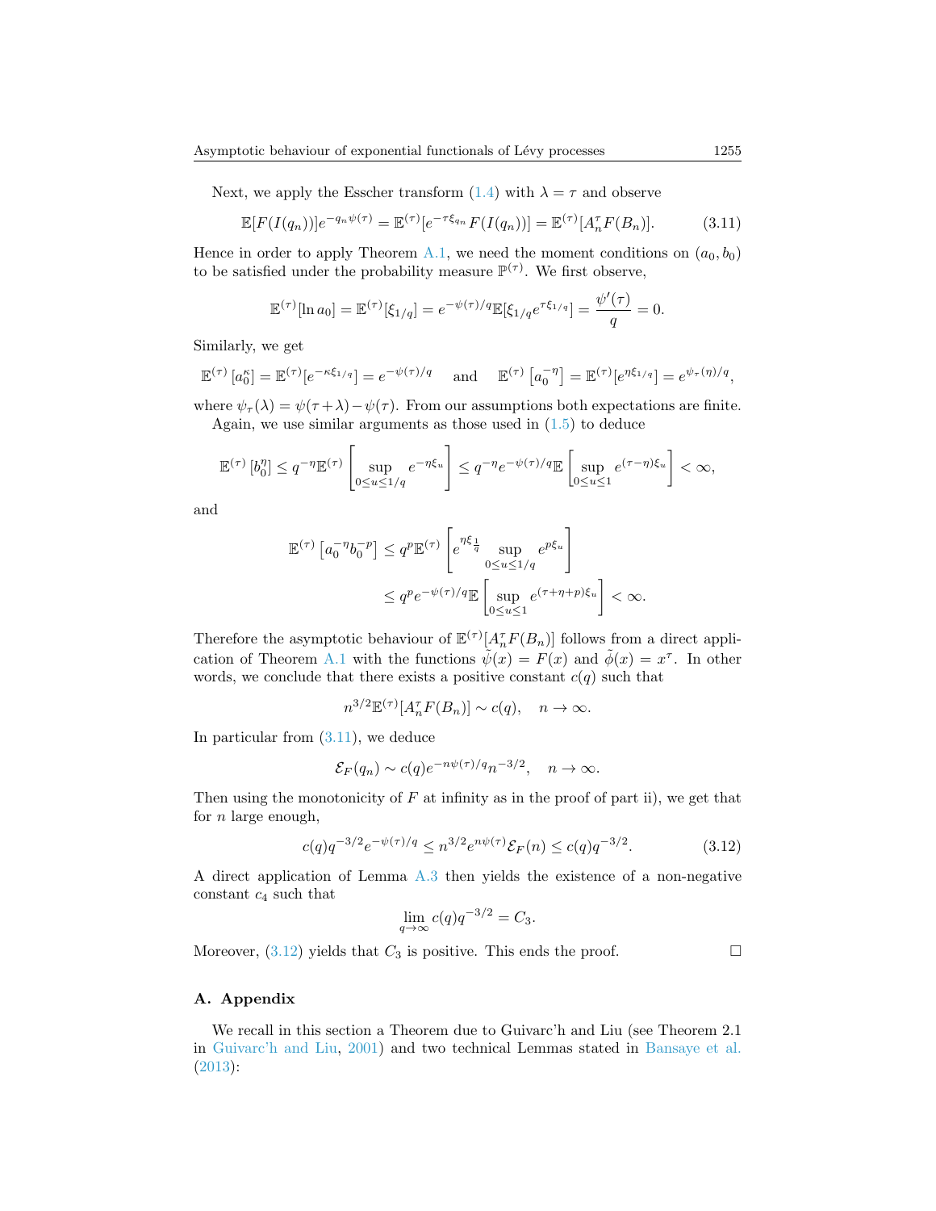Next, we apply the Esscher transform (1.4) with $\lambda = \tau$ and observe

$$\mathbb{E}[F(I(q_n))]e^{-q_n\psi(\tau)} = \mathbb{E}^{(\tau)}[e^{-\tau\xi_{q_n}}F(I(q_n))] = \mathbb{E}^{(\tau)}[A_n^\tau F(B_n)]. \tag{3.11}$$

Hence in order to apply Theorem A.1, we need the moment conditions on $(a_0, b_0)$ to be satisfied under the probability measure $\mathbb{P}^{(\tau)}$. We first observe,

$$\mathbb{E}^{(\tau)}[\ln a_0] = \mathbb{E}^{(\tau)}[\xi_{1/q}] = e^{-\psi(\tau)/q}\mathbb{E}[\xi_{1/q}e^{\tau\xi_{1/q}}] = \frac{\psi'(\tau)}{q} = 0.$$

Similarly, we get

$$\mathbb{E}^{(\tau)}\left[a_0^\kappa\right] = \mathbb{E}^{(\tau)}[e^{-\kappa\xi_{1/q}}] = e^{-\psi(\tau)/q} \quad \text{and} \quad \mathbb{E}^{(\tau)}\left[a_0^{-\eta}\right] = \mathbb{E}^{(\tau)}[e^{\eta\xi_{1/q}}] = e^{\psi_\tau(\eta)/q},$$

where $\psi_\tau(\lambda) = \psi(\tau+\lambda) - \psi(\tau)$. From our assumptions both expectations are finite.

Again, we use similar arguments as those used in (1.5) to deduce

$$\mathbb{E}^{(\tau)}\left[b_0^\eta\right] \le q^{-\eta}\mathbb{E}^{(\tau)}\left[\sup_{0\le u\le 1/q} e^{-\eta\xi_u}\right] \le q^{-\eta}e^{-\psi(\tau)/q}\mathbb{E}\left[\sup_{0\le u\le 1} e^{(\tau-\eta)\xi_u}\right] < \infty,$$

and

$$\begin{aligned}\mathbb{E}^{(\tau)}\left[a_0^{-\eta}b_0^{-p}\right] &\le q^p\mathbb{E}^{(\tau)}\left[e^{\eta\xi_{\frac{1}{q}}}\sup_{0\le u\le 1/q} e^{p\xi_u}\right]\\ &\le q^p e^{-\psi(\tau)/q}\mathbb{E}\left[\sup_{0\le u\le 1} e^{(\tau+\eta+p)\xi_u}\right] < \infty.\end{aligned}$$

Therefore the asymptotic behaviour of $\mathbb{E}^{(\tau)}[A_n^\tau F(B_n)]$ follows from a direct application of Theorem A.1 with the functions $\tilde{\psi}(x) = F(x)$ and $\tilde{\phi}(x) = x^\tau$. In other words, we conclude that there exists a positive constant $c(q)$ such that

$$n^{3/2}\mathbb{E}^{(\tau)}[A_n^\tau F(B_n)] \sim c(q), \quad n \to \infty.$$

In particular from (3.11), we deduce

$$\mathcal{E}_F(q_n) \sim c(q)e^{-n\psi(\tau)/q}n^{-3/2}, \quad n \to \infty.$$

Then using the monotonicity of $F$ at infinity as in the proof of part ii), we get that for $n$ large enough,

$$c(q)q^{-3/2}e^{-\psi(\tau)/q} \le n^{3/2}e^{n\psi(\tau)}\mathcal{E}_F(n) \le c(q)q^{-3/2}. \tag{3.12}$$

A direct application of Lemma A.3 then yields the existence of a non-negative constant $c_4$ such that

$$\lim_{q\to\infty} c(q)q^{-3/2} = C_3.$$

Moreover, (3.12) yields that $C_3$ is positive. This ends the proof. $\square$

## A. Appendix

We recall in this section a Theorem due to Guivarc'h and Liu (see Theorem 2.1 in Guivarc'h and Liu, 2001) and two technical Lemmas stated in Bansaye et al. (2013):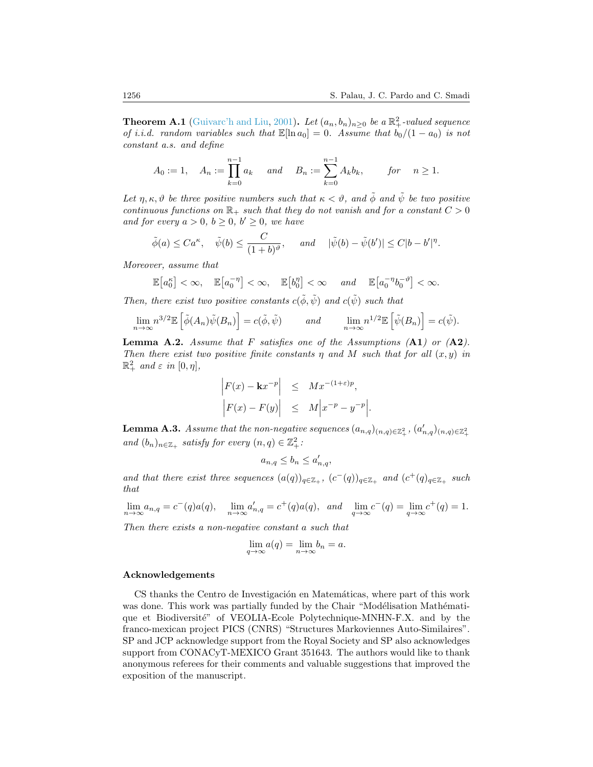**Theorem A.1** (Guivarc'h and Liu, 2001)**.** *Let $(a_n, b_n)_{n\geq 0}$ be a $\mathbb{R}_+^2$-valued sequence of i.i.d. random variables such that $\mathbb{E}[\ln a_0] = 0$. Assume that $b_0/(1-a_0)$ is not constant a.s. and define*

$$A_0 := 1, \quad A_n := \prod_{k=0}^{n-1} a_k \quad \text{and} \quad B_n := \sum_{k=0}^{n-1} A_k b_k, \qquad \text{for} \quad n \geq 1.$$

*Let $\eta, \kappa, \vartheta$ be three positive numbers such that $\kappa < \vartheta$, and $\tilde{\phi}$ and $\tilde{\psi}$ be two positive continuous functions on $\mathbb{R}_+$ such that they do not vanish and for a constant $C > 0$ and for every $a > 0$, $b \geq 0$, $b' \geq 0$, we have*

$$\tilde{\phi}(a) \leq C a^{\kappa}, \quad \tilde{\psi}(b) \leq \frac{C}{(1+b)^{\vartheta}}, \quad \text{and} \quad |\tilde{\psi}(b) - \tilde{\psi}(b')| \leq C|b-b'|^{\eta}.$$

*Moreover, assume that*

$$\mathbb{E}\big[a_0^{\kappa}\big] < \infty, \quad \mathbb{E}\big[a_0^{-\eta}\big] < \infty, \quad \mathbb{E}\big[b_0^{\eta}\big] < \infty \quad \text{and} \quad \mathbb{E}\big[a_0^{-\eta} b_0^{-\vartheta}\big] < \infty.$$

*Then, there exist two positive constants $c(\tilde{\phi}, \tilde{\psi})$ and $c(\tilde{\psi})$ such that*

$$\lim_{n\to\infty} n^{3/2} \mathbb{E}\left[\tilde{\phi}(A_n)\tilde{\psi}(B_n)\right] = c(\tilde{\phi}, \tilde{\psi}) \qquad \text{and} \qquad \lim_{n\to\infty} n^{1/2} \mathbb{E}\left[\tilde{\psi}(B_n)\right] = c(\tilde{\psi}).$$

**Lemma A.2.** *Assume that $F$ satisfies one of the Assumptions (**A1**) or (**A2**). Then there exist two positive finite constants $\eta$ and $M$ such that for all $(x, y)$ in $\mathbb{R}_+^2$ and $\varepsilon$ in $[0, \eta]$,*

$$\begin{aligned}
\Big| F(x) - \mathbf{k} x^{-p} \Big| &\leq M x^{-(1+\varepsilon)p}, \\
\Big| F(x) - F(y) \Big| &\leq M \Big| x^{-p} - y^{-p} \Big|.
\end{aligned}$$

**Lemma A.3.** *Assume that the non-negative sequences $(a_{n,q})_{(n,q)\in\mathbb{Z}_+^2}$, $(a'_{n,q})_{(n,q)\in\mathbb{Z}_+^2}$ and $(b_n)_{n\in\mathbb{Z}_+}$ satisfy for every $(n,q) \in \mathbb{Z}_+^2$:*

$$a_{n,q} \leq b_n \leq a'_{n,q},$$

*and that there exist three sequences $(a(q))_{q\in\mathbb{Z}_+}$, $(c^-(q))_{q\in\mathbb{Z}_+}$ and $(c^+(q))_{q\in\mathbb{Z}_+}$ such that*

$$\lim_{n\to\infty} a_{n,q} = c^-(q) a(q), \quad \lim_{n\to\infty} a'_{n,q} = c^+(q) a(q), \quad \text{and} \quad \lim_{q\to\infty} c^-(q) = \lim_{q\to\infty} c^+(q) = 1.$$

*Then there exists a non-negative constant $a$ such that*

$$\lim_{q\to\infty} a(q) = \lim_{n\to\infty} b_n = a.$$

## Acknowledgements

CS thanks the Centro de Investigación en Matemáticas, where part of this work was done. This work was partially funded by the Chair "Modélisation Mathématique et Biodiversité" of VEOLIA-Ecole Polytechnique-MNHN-F.X. and by the franco-mexican project PICS (CNRS) "Structures Markoviennes Auto-Similaires". SP and JCP acknowledge support from the Royal Society and SP also acknowledges support from CONACyT-MEXICO Grant 351643. The authors would like to thank anonymous referees for their comments and valuable suggestions that improved the exposition of the manuscript.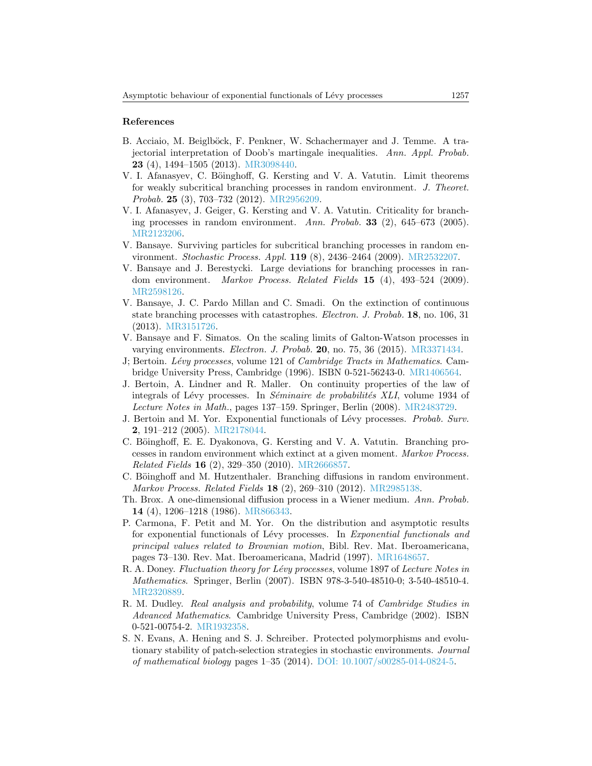### References

B. Acciaio, M. Beiglböck, F. Penkner, W. Schachermayer and J. Temme. A trajectorial interpretation of Doob's martingale inequalities. *Ann. Appl. Probab.* **23** (4), 1494–1505 (2013). MR3098440.

V. I. Afanasyev, C. Böinghoff, G. Kersting and V. A. Vatutin. Limit theorems for weakly subcritical branching processes in random environment. *J. Theoret. Probab.* **25** (3), 703–732 (2012). MR2956209.

V. I. Afanasyev, J. Geiger, G. Kersting and V. A. Vatutin. Criticality for branching processes in random environment. *Ann. Probab.* **33** (2), 645–673 (2005). MR2123206.

V. Bansaye. Surviving particles for subcritical branching processes in random environment. *Stochastic Process. Appl.* **119** (8), 2436–2464 (2009). MR2532207.

V. Bansaye and J. Berestycki. Large deviations for branching processes in random environment. *Markov Process. Related Fields* **15** (4), 493–524 (2009). MR2598126.

V. Bansaye, J. C. Pardo Millan and C. Smadi. On the extinction of continuous state branching processes with catastrophes. *Electron. J. Probab.* **18**, no. 106, 31 (2013). MR3151726.

V. Bansaye and F. Simatos. On the scaling limits of Galton-Watson processes in varying environments. *Electron. J. Probab.* **20**, no. 75, 36 (2015). MR3371434.

J; Bertoin. *Lévy processes*, volume 121 of *Cambridge Tracts in Mathematics*. Cambridge University Press, Cambridge (1996). ISBN 0-521-56243-0. MR1406564.

J. Bertoin, A. Lindner and R. Maller. On continuity properties of the law of integrals of Lévy processes. In *Séminaire de probabilités XLI*, volume 1934 of *Lecture Notes in Math.*, pages 137–159. Springer, Berlin (2008). MR2483729.

J. Bertoin and M. Yor. Exponential functionals of Lévy processes. *Probab. Surv.* **2**, 191–212 (2005). MR2178044.

C. Böinghoff, E. E. Dyakonova, G. Kersting and V. A. Vatutin. Branching processes in random environment which extinct at a given moment. *Markov Process. Related Fields* **16** (2), 329–350 (2010). MR2666857.

C. Böinghoff and M. Hutzenthaler. Branching diffusions in random environment. *Markov Process. Related Fields* **18** (2), 269–310 (2012). MR2985138.

Th. Brox. A one-dimensional diffusion process in a Wiener medium. *Ann. Probab.* **14** (4), 1206–1218 (1986). MR866343.

P. Carmona, F. Petit and M. Yor. On the distribution and asymptotic results for exponential functionals of Lévy processes. In *Exponential functionals and principal values related to Brownian motion*, Bibl. Rev. Mat. Iberoamericana, pages 73–130. Rev. Mat. Iberoamericana, Madrid (1997). MR1648657.

R. A. Doney. *Fluctuation theory for Lévy processes*, volume 1897 of *Lecture Notes in Mathematics*. Springer, Berlin (2007). ISBN 978-3-540-48510-0; 3-540-48510-4. MR2320889.

R. M. Dudley. *Real analysis and probability*, volume 74 of *Cambridge Studies in Advanced Mathematics*. Cambridge University Press, Cambridge (2002). ISBN 0-521-00754-2. MR1932358.

S. N. Evans, A. Hening and S. J. Schreiber. Protected polymorphisms and evolutionary stability of patch-selection strategies in stochastic environments. *Journal of mathematical biology* pages 1–35 (2014). DOI: 10.1007/s00285-014-0824-5.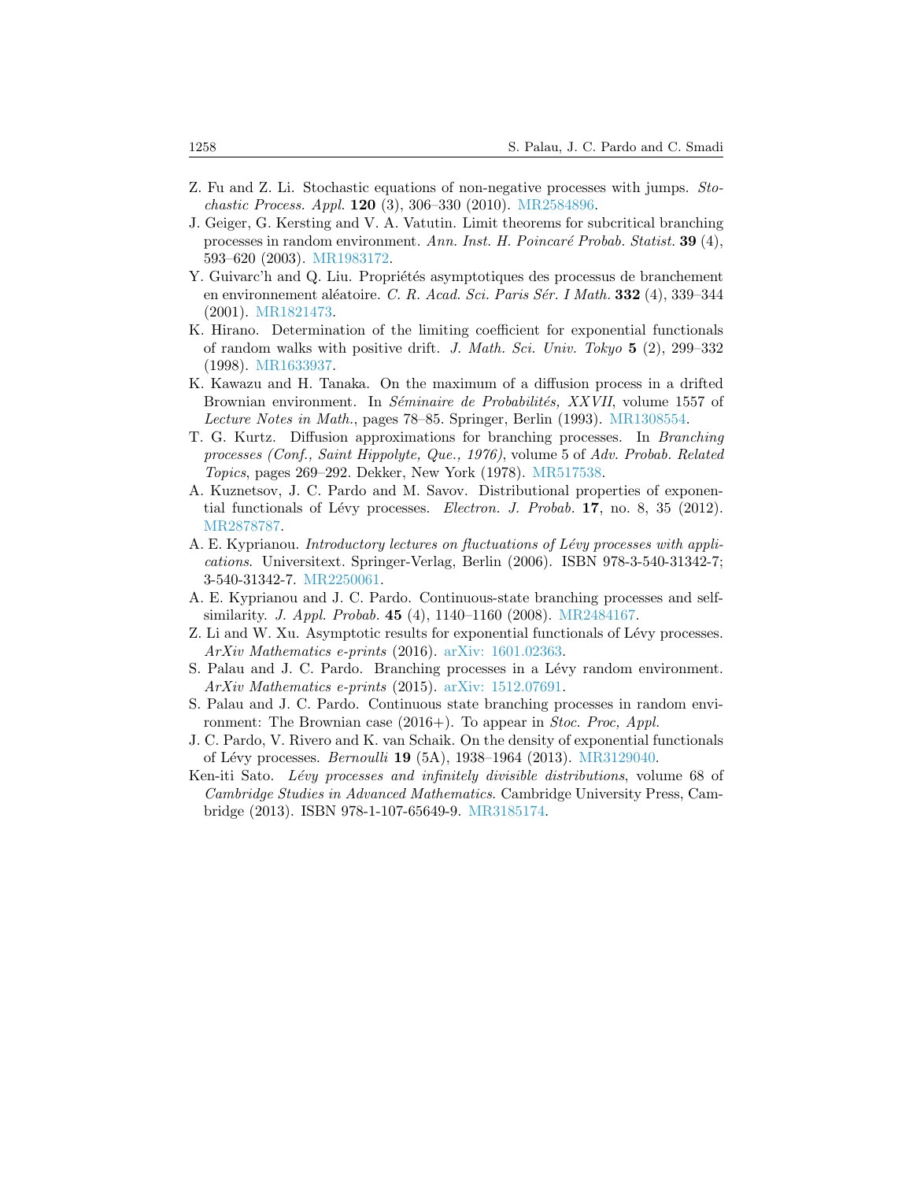Z. Fu and Z. Li. Stochastic equations of non-negative processes with jumps. *Stochastic Process. Appl.* **120** (3), 306–330 (2010). MR2584896.

J. Geiger, G. Kersting and V. A. Vatutin. Limit theorems for subcritical branching processes in random environment. *Ann. Inst. H. Poincaré Probab. Statist.* **39** (4), 593–620 (2003). MR1983172.

Y. Guivarc'h and Q. Liu. Propriétés asymptotiques des processus de branchement en environnement aléatoire. *C. R. Acad. Sci. Paris Sér. I Math.* **332** (4), 339–344 (2001). MR1821473.

K. Hirano. Determination of the limiting coefficient for exponential functionals of random walks with positive drift. *J. Math. Sci. Univ. Tokyo* **5** (2), 299–332 (1998). MR1633937.

K. Kawazu and H. Tanaka. On the maximum of a diffusion process in a drifted Brownian environment. In *Séminaire de Probabilités, XXVII*, volume 1557 of *Lecture Notes in Math.*, pages 78–85. Springer, Berlin (1993). MR1308554.

T. G. Kurtz. Diffusion approximations for branching processes. In *Branching processes (Conf., Saint Hippolyte, Que., 1976)*, volume 5 of *Adv. Probab. Related Topics*, pages 269–292. Dekker, New York (1978). MR517538.

A. Kuznetsov, J. C. Pardo and M. Savov. Distributional properties of exponential functionals of Lévy processes. *Electron. J. Probab.* **17**, no. 8, 35 (2012). MR2878787.

A. E. Kyprianou. *Introductory lectures on fluctuations of Lévy processes with applications*. Universitext. Springer-Verlag, Berlin (2006). ISBN 978-3-540-31342-7; 3-540-31342-7. MR2250061.

A. E. Kyprianou and J. C. Pardo. Continuous-state branching processes and self-similarity. *J. Appl. Probab.* **45** (4), 1140–1160 (2008). MR2484167.

Z. Li and W. Xu. Asymptotic results for exponential functionals of Lévy processes. *ArXiv Mathematics e-prints* (2016). arXiv: 1601.02363.

S. Palau and J. C. Pardo. Branching processes in a Lévy random environment. *ArXiv Mathematics e-prints* (2015). arXiv: 1512.07691.

S. Palau and J. C. Pardo. Continuous state branching processes in random environment: The Brownian case (2016+). To appear in *Stoc. Proc, Appl.*

J. C. Pardo, V. Rivero and K. van Schaik. On the density of exponential functionals of Lévy processes. *Bernoulli* **19** (5A), 1938–1964 (2013). MR3129040.

Ken-iti Sato. *Lévy processes and infinitely divisible distributions*, volume 68 of *Cambridge Studies in Advanced Mathematics*. Cambridge University Press, Cambridge (2013). ISBN 978-1-107-65649-9. MR3185174.